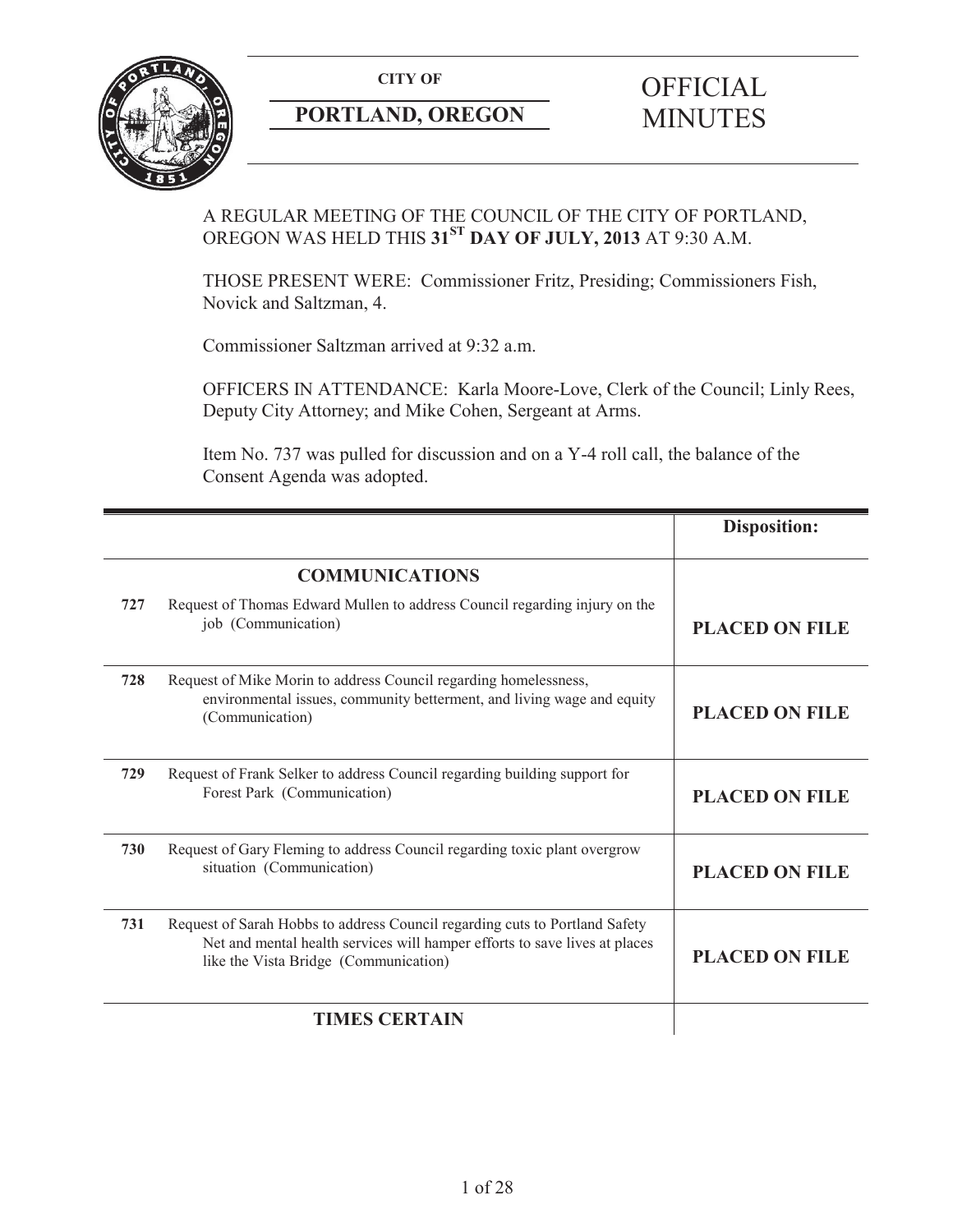**CITY OF**

**PORTLAND, OREGON**

# OFFICIAL MINUTES

A REGULAR MEETING OF THE COUNCIL OF THE CITY OF PORTLAND, OREGON WAS HELD THIS **31ST DAY OF JULY, 2013** AT 9:30 A.M.

THOSE PRESENT WERE: Commissioner Fritz, Presiding; Commissioners Fish, Novick and Saltzman, 4.

Commissioner Saltzman arrived at 9:32 a.m.

OFFICERS IN ATTENDANCE: Karla Moore-Love, Clerk of the Council; Linly Rees, Deputy City Attorney; and Mike Cohen, Sergeant at Arms.

Item No. 737 was pulled for discussion and on a Y-4 roll call, the balance of the Consent Agenda was adopted.

| | | **Disposition:** |
|---|---|---|
| | **COMMUNICATIONS** | |
| **727** | Request of Thomas Edward Mullen to address Council regarding injury on the job (Communication) | **PLACED ON FILE** |
| **728** | Request of Mike Morin to address Council regarding homelessness, environmental issues, community betterment, and living wage and equity (Communication) | **PLACED ON FILE** |
| **729** | Request of Frank Selker to address Council regarding building support for Forest Park (Communication) | **PLACED ON FILE** |
| **730** | Request of Gary Fleming to address Council regarding toxic plant overgrow situation (Communication) | **PLACED ON FILE** |
| **731** | Request of Sarah Hobbs to address Council regarding cuts to Portland Safety Net and mental health services will hamper efforts to save lives at places like the Vista Bridge (Communication) | **PLACED ON FILE** |
| | **TIMES CERTAIN** | |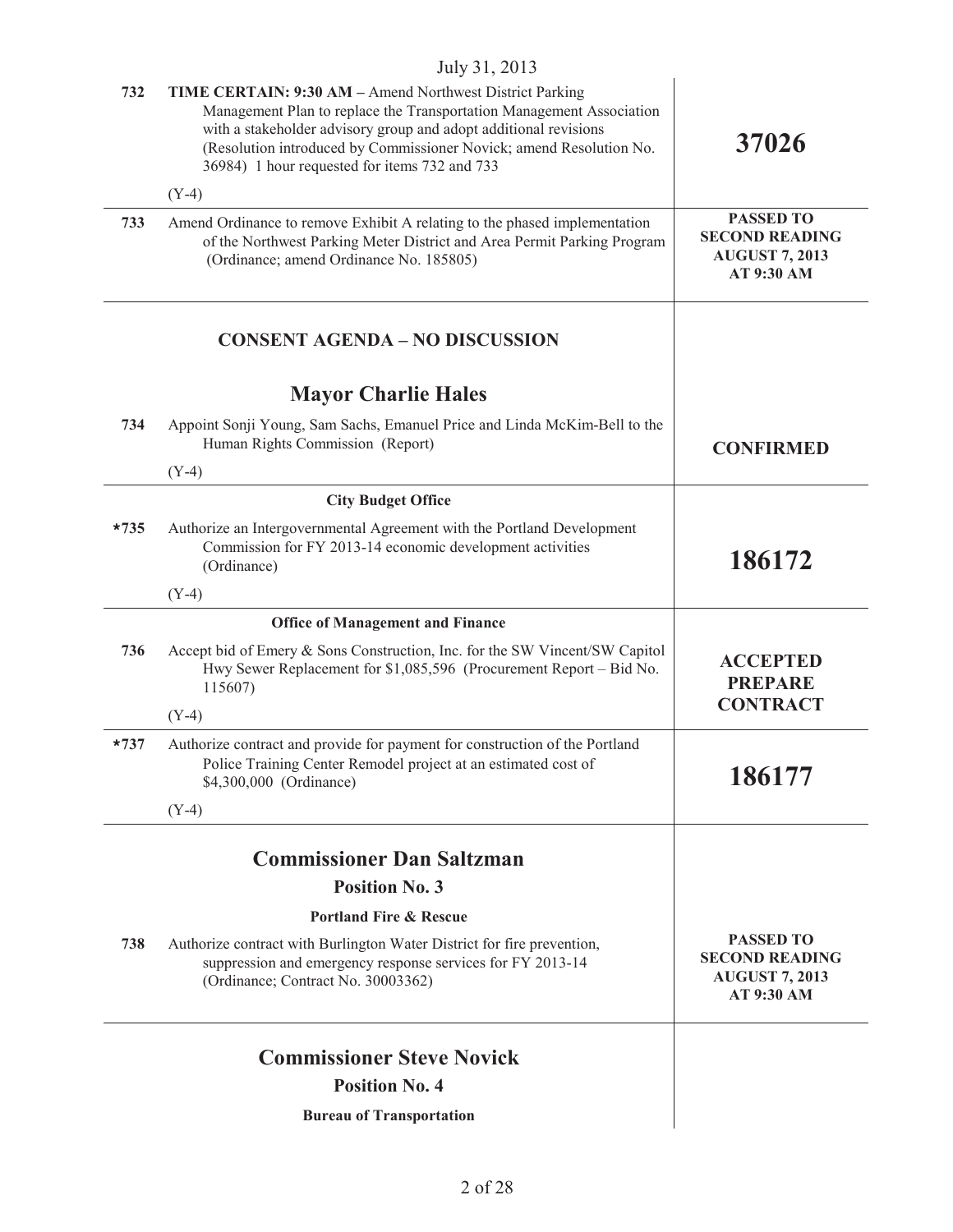July 31, 2013

| | | |
|---|---|---|
| 732 | **TIME CERTAIN: 9:30 AM –** Amend Northwest District Parking Management Plan to replace the Transportation Management Association with a stakeholder advisory group and adopt additional revisions (Resolution introduced by Commissioner Novick; amend Resolution No. 36984) 1 hour requested for items 732 and 733<br><br>(Y-4) | **37026** |
| 733 | Amend Ordinance to remove Exhibit A relating to the phased implementation of the Northwest Parking Meter District and Area Permit Parking Program (Ordinance; amend Ordinance No. 185805) | **PASSED TO SECOND READING AUGUST 7, 2013 AT 9:30 AM** |

## CONSENT AGENDA – NO DISCUSSION

### Mayor Charlie Hales

| | | |
|---|---|---|
| 734 | Appoint Sonji Young, Sam Sachs, Emanuel Price and Linda McKim-Bell to the Human Rights Commission (Report)<br><br>(Y-4) | **CONFIRMED** |

**City Budget Office**

| | | |
|---|---|---|
| *735 | Authorize an Intergovernmental Agreement with the Portland Development Commission for FY 2013-14 economic development activities (Ordinance)<br><br>(Y-4) | **186172** |

**Office of Management and Finance**

| | | |
|---|---|---|
| 736 | Accept bid of Emery & Sons Construction, Inc. for the SW Vincent/SW Capitol Hwy Sewer Replacement for $1,085,596 (Procurement Report – Bid No. 115607)<br><br>(Y-4) | **ACCEPTED PREPARE CONTRACT** |
| *737 | Authorize contract and provide for payment for construction of the Portland Police Training Center Remodel project at an estimated cost of $4,300,000 (Ordinance)<br><br>(Y-4) | **186177** |

### Commissioner Dan Saltzman

**Position No. 3**

**Portland Fire & Rescue**

| | | |
|---|---|---|
| 738 | Authorize contract with Burlington Water District for fire prevention, suppression and emergency response services for FY 2013-14 (Ordinance; Contract No. 30003362) | **PASSED TO SECOND READING AUGUST 7, 2013 AT 9:30 AM** |

### Commissioner Steve Novick

**Position No. 4**

**Bureau of Transportation**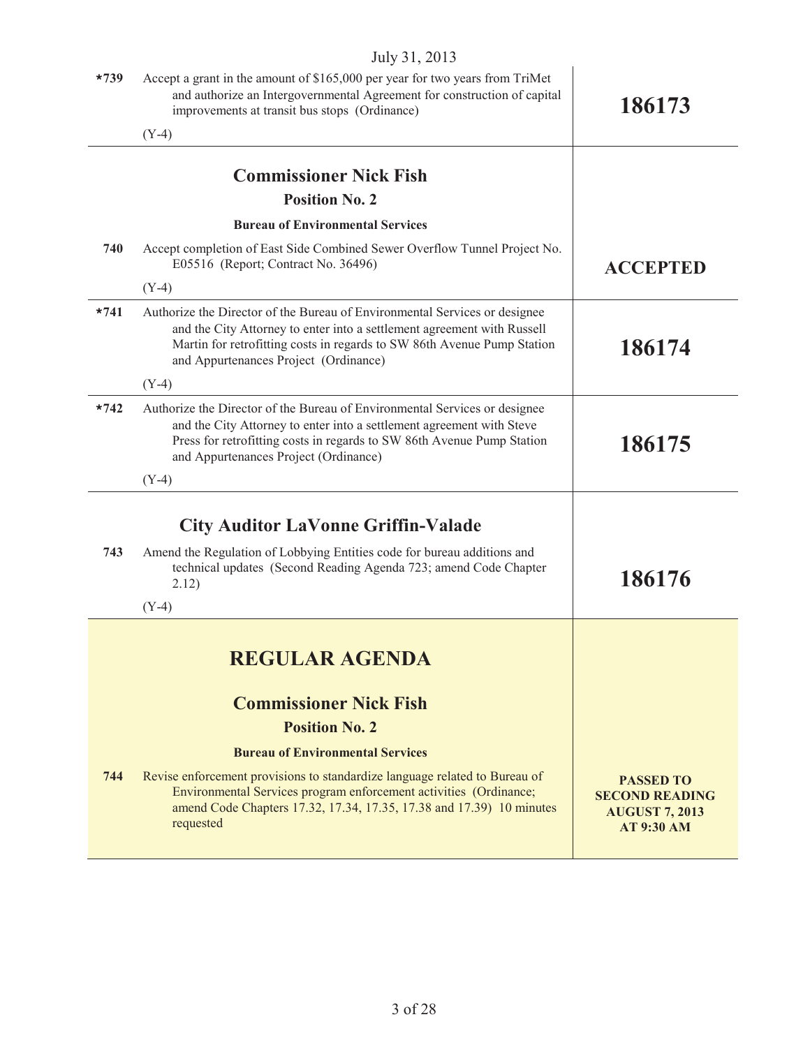July 31, 2013

| | | |
|---|---|---|
| *739 | Accept a grant in the amount of $165,000 per year for two years from TriMet and authorize an Intergovernmental Agreement for construction of capital improvements at transit bus stops (Ordinance)<br><br>(Y-4) | **186173** |
| | **Commissioner Nick Fish**<br>**Position No. 2**<br>**Bureau of Environmental Services** | |
| 740 | Accept completion of East Side Combined Sewer Overflow Tunnel Project No. E05516 (Report; Contract No. 36496)<br><br>(Y-4) | **ACCEPTED** |
| *741 | Authorize the Director of the Bureau of Environmental Services or designee and the City Attorney to enter into a settlement agreement with Russell Martin for retrofitting costs in regards to SW 86th Avenue Pump Station and Appurtenances Project (Ordinance)<br><br>(Y-4) | **186174** |
| *742 | Authorize the Director of the Bureau of Environmental Services or designee and the City Attorney to enter into a settlement agreement with Steve Press for retrofitting costs in regards to SW 86th Avenue Pump Station and Appurtenances Project (Ordinance)<br><br>(Y-4) | **186175** |
| | **City Auditor LaVonne Griffin-Valade** | |
| 743 | Amend the Regulation of Lobbying Entities code for bureau additions and technical updates (Second Reading Agenda 723; amend Code Chapter 2.12)<br><br>(Y-4) | **186176** |

## REGULAR AGENDA

### Commissioner Nick Fish

**Position No. 2**

**Bureau of Environmental Services**

| | | |
|---|---|---|
| 744 | Revise enforcement provisions to standardize language related to Bureau of Environmental Services program enforcement activities (Ordinance; amend Code Chapters 17.32, 17.34, 17.35, 17.38 and 17.39) 10 minutes requested | **PASSED TO SECOND READING AUGUST 7, 2013 AT 9:30 AM** |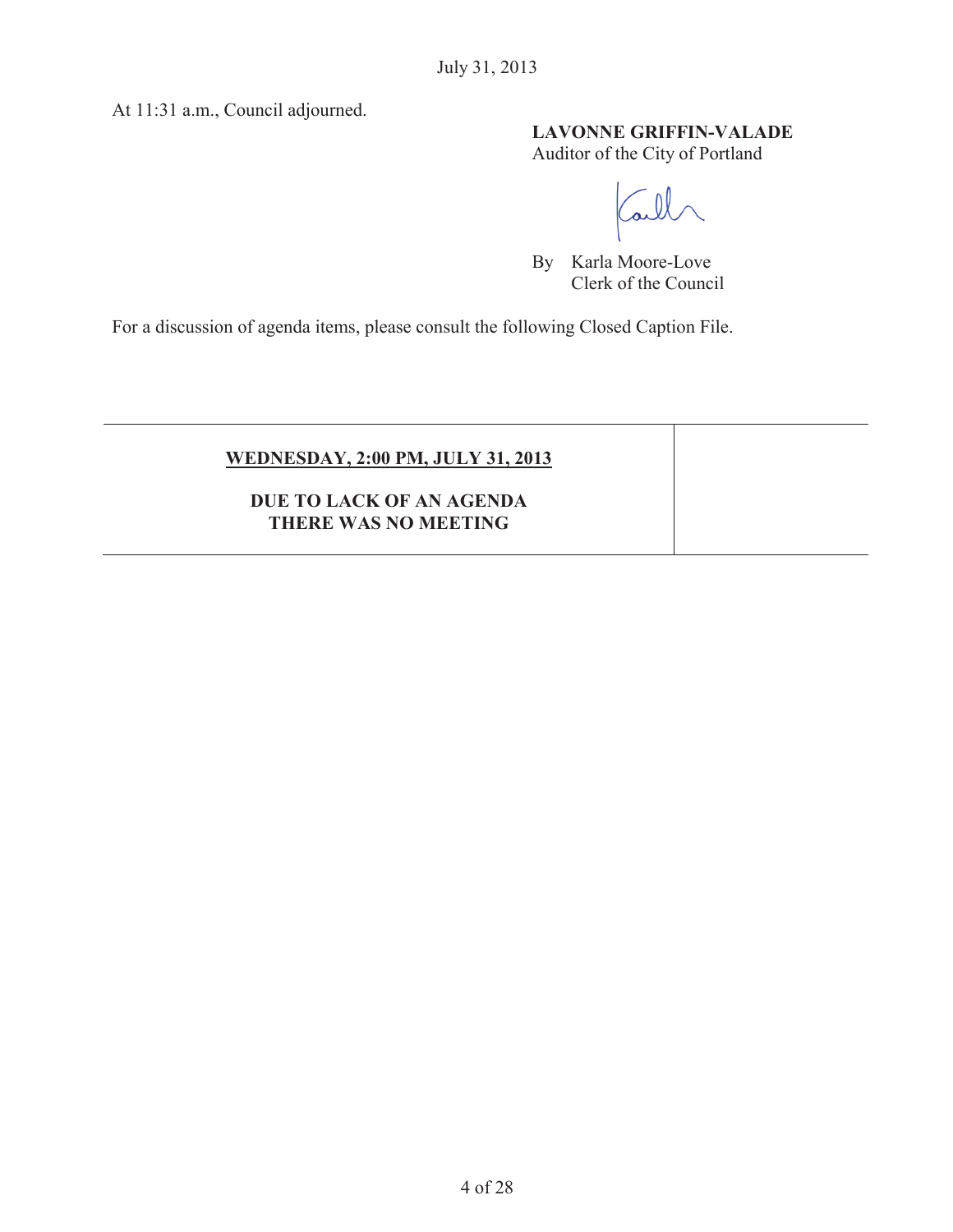At 11:31 a.m., Council adjourned.

**LAVONNE GRIFFIN-VALADE**
Auditor of the City of Portland

By Karla Moore-Love
Clerk of the Council

For a discussion of agenda items, please consult the following Closed Caption File.

| **WEDNESDAY, 2:00 PM, JULY 31, 2013**<br><br>**DUE TO LACK OF AN AGENDA THERE WAS NO MEETING** | |
|---|---|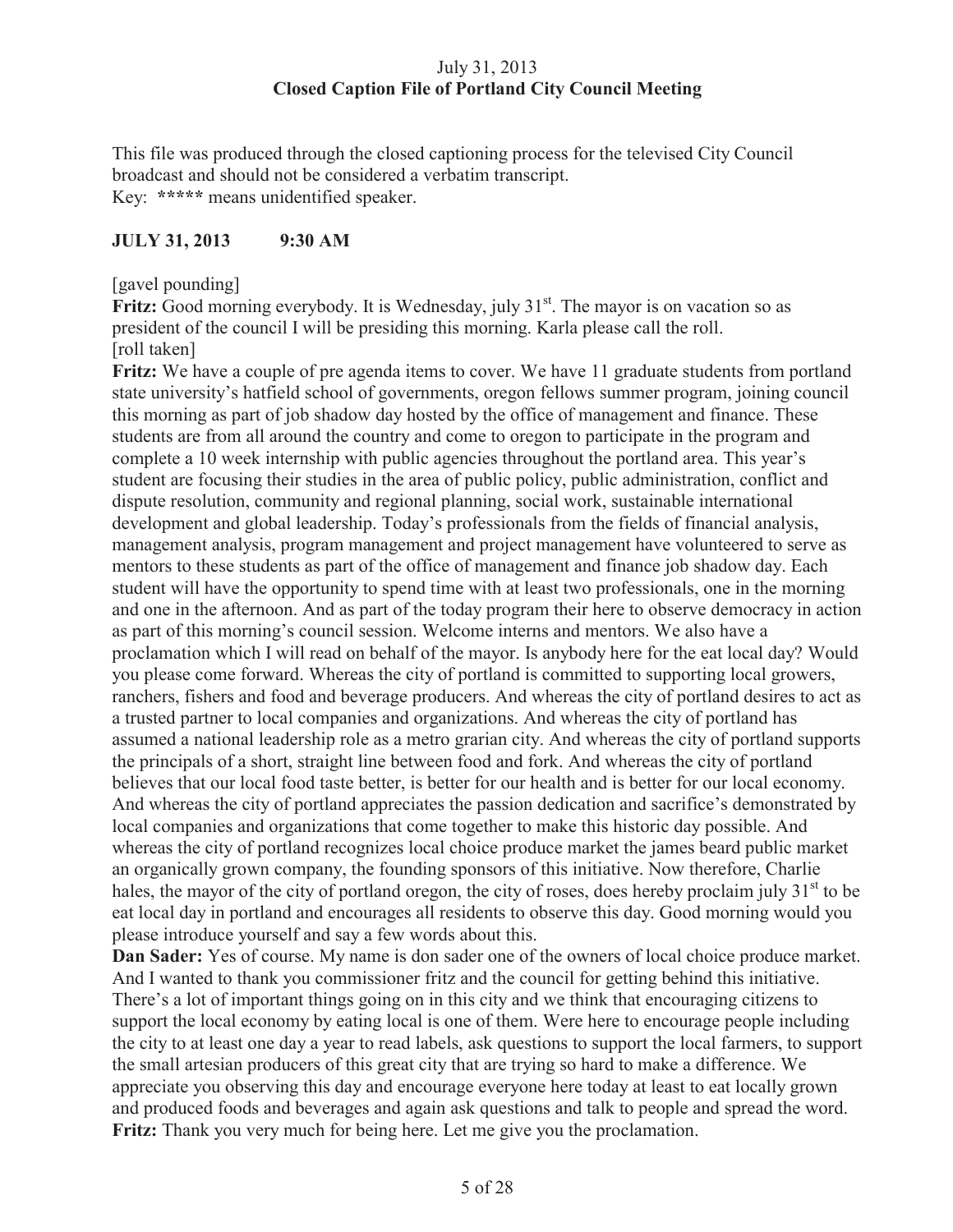July 31, 2013
**Closed Caption File of Portland City Council Meeting**

This file was produced through the closed captioning process for the televised City Council broadcast and should not be considered a verbatim transcript.
Key: **\*\*\*\*\*** means unidentified speaker.

**JULY 31, 2013 9:30 AM**

[gavel pounding]

**Fritz:** Good morning everybody. It is Wednesday, july 31st. The mayor is on vacation so as president of the council I will be presiding this morning. Karla please call the roll.
[roll taken]

**Fritz:** We have a couple of pre agenda items to cover. We have 11 graduate students from portland state university's hatfield school of governments, oregon fellows summer program, joining council this morning as part of job shadow day hosted by the office of management and finance. These students are from all around the country and come to oregon to participate in the program and complete a 10 week internship with public agencies throughout the portland area. This year's student are focusing their studies in the area of public policy, public administration, conflict and dispute resolution, community and regional planning, social work, sustainable international development and global leadership. Today's professionals from the fields of financial analysis, management analysis, program management and project management have volunteered to serve as mentors to these students as part of the office of management and finance job shadow day. Each student will have the opportunity to spend time with at least two professionals, one in the morning and one in the afternoon. And as part of the today program their here to observe democracy in action as part of this morning's council session. Welcome interns and mentors. We also have a proclamation which I will read on behalf of the mayor. Is anybody here for the eat local day? Would you please come forward. Whereas the city of portland is committed to supporting local growers, ranchers, fishers and food and beverage producers. And whereas the city of portland desires to act as a trusted partner to local companies and organizations. And whereas the city of portland has assumed a national leadership role as a metro grarian city. And whereas the city of portland supports the principals of a short, straight line between food and fork. And whereas the city of portland believes that our local food taste better, is better for our health and is better for our local economy. And whereas the city of portland appreciates the passion dedication and sacrifice's demonstrated by local companies and organizations that come together to make this historic day possible. And whereas the city of portland recognizes local choice produce market the james beard public market an organically grown company, the founding sponsors of this initiative. Now therefore, Charlie hales, the mayor of the city of portland oregon, the city of roses, does hereby proclaim july 31st to be eat local day in portland and encourages all residents to observe this day. Good morning would you please introduce yourself and say a few words about this.

**Dan Sader:** Yes of course. My name is don sader one of the owners of local choice produce market. And I wanted to thank you commissioner fritz and the council for getting behind this initiative. There's a lot of important things going on in this city and we think that encouraging citizens to support the local economy by eating local is one of them. Were here to encourage people including the city to at least one day a year to read labels, ask questions to support the local farmers, to support the small artesian producers of this great city that are trying so hard to make a difference. We appreciate you observing this day and encourage everyone here today at least to eat locally grown and produced foods and beverages and again ask questions and talk to people and spread the word.

**Fritz:** Thank you very much for being here. Let me give you the proclamation.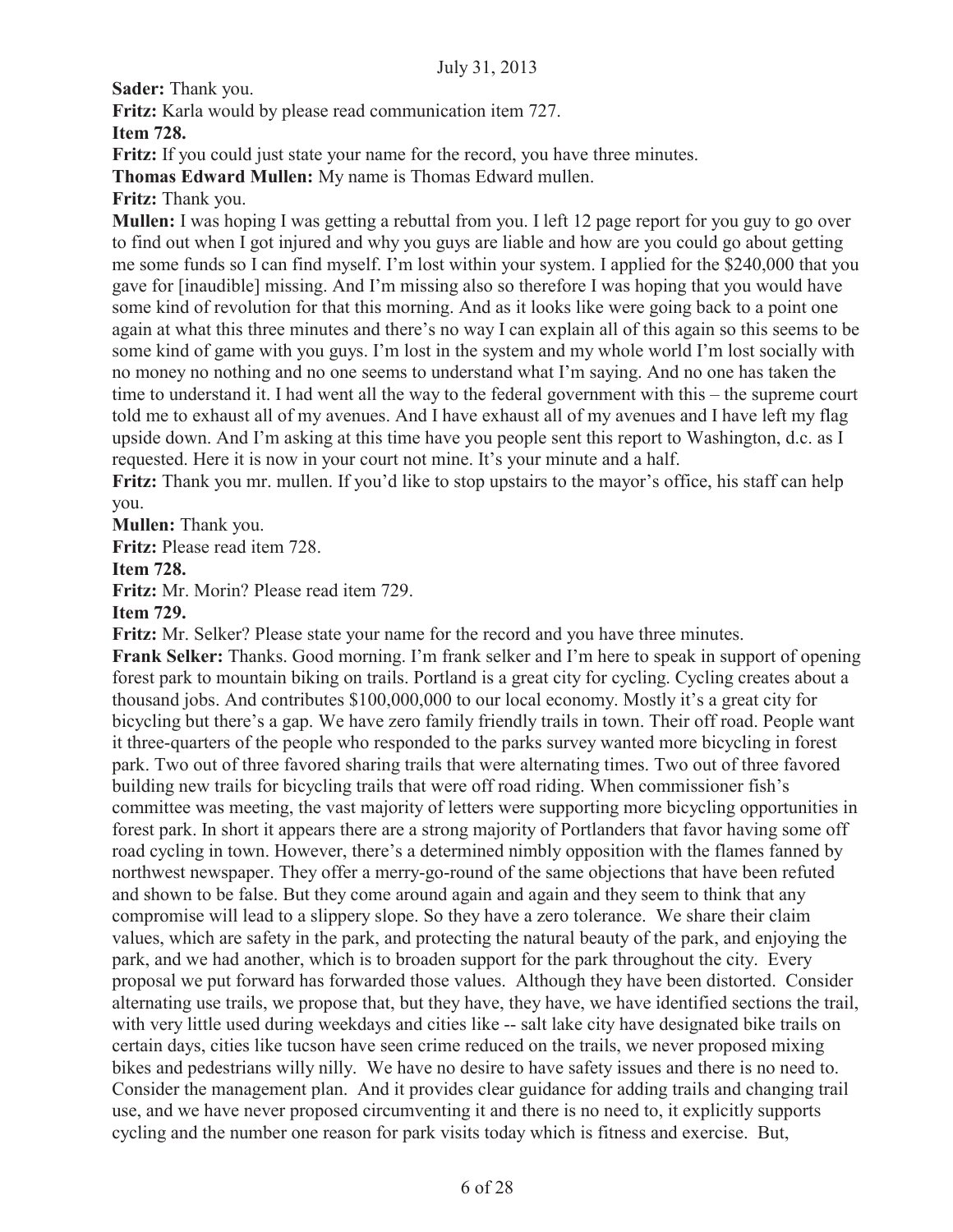**Sader:** Thank you.

**Fritz:** Karla would by please read communication item 727.

**Item 728.**

**Fritz:** If you could just state your name for the record, you have three minutes.

**Thomas Edward Mullen:** My name is Thomas Edward mullen.

**Fritz:** Thank you.

**Mullen:** I was hoping I was getting a rebuttal from you. I left 12 page report for you guy to go over to find out when I got injured and why you guys are liable and how are you could go about getting me some funds so I can find myself. I'm lost within your system. I applied for the $240,000 that you gave for [inaudible] missing. And I'm missing also so therefore I was hoping that you would have some kind of revolution for that this morning. And as it looks like were going back to a point one again at what this three minutes and there's no way I can explain all of this again so this seems to be some kind of game with you guys. I'm lost in the system and my whole world I'm lost socially with no money no nothing and no one seems to understand what I'm saying. And no one has taken the time to understand it. I had went all the way to the federal government with this – the supreme court told me to exhaust all of my avenues. And I have exhaust all of my avenues and I have left my flag upside down. And I'm asking at this time have you people sent this report to Washington, d.c. as I requested. Here it is now in your court not mine. It's your minute and a half.

**Fritz:** Thank you mr. mullen. If you'd like to stop upstairs to the mayor's office, his staff can help you.

**Mullen:** Thank you.

**Fritz:** Please read item 728.

**Item 728.**

**Fritz:** Mr. Morin? Please read item 729.

**Item 729.**

**Fritz:** Mr. Selker? Please state your name for the record and you have three minutes.

**Frank Selker:** Thanks. Good morning. I'm frank selker and I'm here to speak in support of opening forest park to mountain biking on trails. Portland is a great city for cycling. Cycling creates about a thousand jobs. And contributes $100,000,000 to our local economy. Mostly it's a great city for bicycling but there's a gap. We have zero family friendly trails in town. Their off road. People want it three-quarters of the people who responded to the parks survey wanted more bicycling in forest park. Two out of three favored sharing trails that were alternating times. Two out of three favored building new trails for bicycling trails that were off road riding. When commissioner fish's committee was meeting, the vast majority of letters were supporting more bicycling opportunities in forest park. In short it appears there are a strong majority of Portlanders that favor having some off road cycling in town. However, there's a determined nimbly opposition with the flames fanned by northwest newspaper. They offer a merry-go-round of the same objections that have been refuted and shown to be false. But they come around again and again and they seem to think that any compromise will lead to a slippery slope. So they have a zero tolerance. We share their claim values, which are safety in the park, and protecting the natural beauty of the park, and enjoying the park, and we had another, which is to broaden support for the park throughout the city. Every proposal we put forward has forwarded those values. Although they have been distorted. Consider alternating use trails, we propose that, but they have, they have, we have identified sections the trail, with very little used during weekdays and cities like -- salt lake city have designated bike trails on certain days, cities like tucson have seen crime reduced on the trails, we never proposed mixing bikes and pedestrians willy nilly. We have no desire to have safety issues and there is no need to. Consider the management plan. And it provides clear guidance for adding trails and changing trail use, and we have never proposed circumventing it and there is no need to, it explicitly supports cycling and the number one reason for park visits today which is fitness and exercise. But,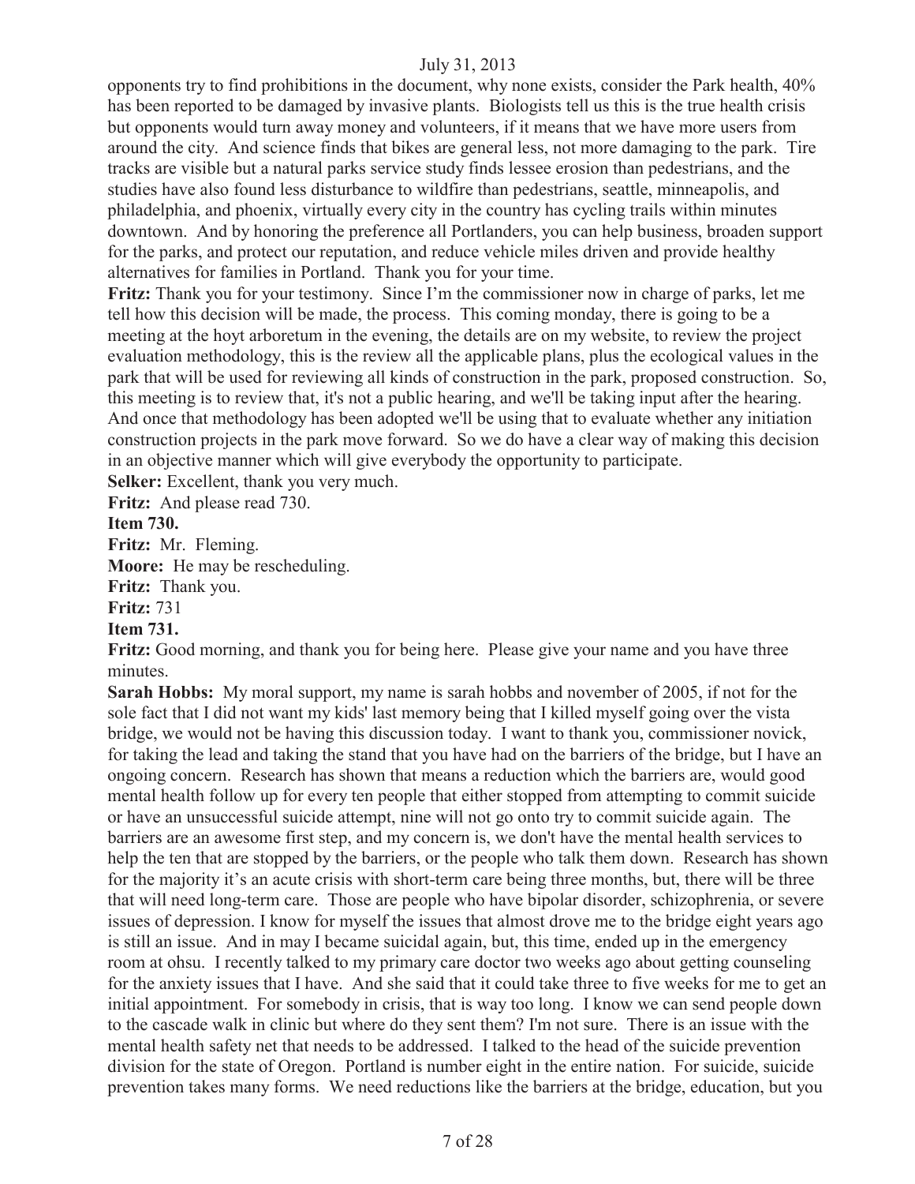opponents try to find prohibitions in the document, why none exists, consider the Park health, 40% has been reported to be damaged by invasive plants. Biologists tell us this is the true health crisis but opponents would turn away money and volunteers, if it means that we have more users from around the city. And science finds that bikes are general less, not more damaging to the park. Tire tracks are visible but a natural parks service study finds lessee erosion than pedestrians, and the studies have also found less disturbance to wildfire than pedestrians, seattle, minneapolis, and philadelphia, and phoenix, virtually every city in the country has cycling trails within minutes downtown. And by honoring the preference all Portlanders, you can help business, broaden support for the parks, and protect our reputation, and reduce vehicle miles driven and provide healthy alternatives for families in Portland. Thank you for your time.

**Fritz:** Thank you for your testimony. Since I'm the commissioner now in charge of parks, let me tell how this decision will be made, the process. This coming monday, there is going to be a meeting at the hoyt arboretum in the evening, the details are on my website, to review the project evaluation methodology, this is the review all the applicable plans, plus the ecological values in the park that will be used for reviewing all kinds of construction in the park, proposed construction. So, this meeting is to review that, it's not a public hearing, and we'll be taking input after the hearing. And once that methodology has been adopted we'll be using that to evaluate whether any initiation construction projects in the park move forward. So we do have a clear way of making this decision in an objective manner which will give everybody the opportunity to participate.

**Selker:** Excellent, thank you very much.

**Fritz:** And please read 730.

**Item 730.**

**Fritz:** Mr. Fleming.

**Moore:** He may be rescheduling.

**Fritz:** Thank you.

**Fritz:** 731

**Item 731.**

**Fritz:** Good morning, and thank you for being here. Please give your name and you have three minutes.

**Sarah Hobbs:** My moral support, my name is sarah hobbs and november of 2005, if not for the sole fact that I did not want my kids' last memory being that I killed myself going over the vista bridge, we would not be having this discussion today. I want to thank you, commissioner novick, for taking the lead and taking the stand that you have had on the barriers of the bridge, but I have an ongoing concern. Research has shown that means a reduction which the barriers are, would good mental health follow up for every ten people that either stopped from attempting to commit suicide or have an unsuccessful suicide attempt, nine will not go onto try to commit suicide again. The barriers are an awesome first step, and my concern is, we don't have the mental health services to help the ten that are stopped by the barriers, or the people who talk them down. Research has shown for the majority it's an acute crisis with short-term care being three months, but, there will be three that will need long-term care. Those are people who have bipolar disorder, schizophrenia, or severe issues of depression. I know for myself the issues that almost drove me to the bridge eight years ago is still an issue. And in may I became suicidal again, but, this time, ended up in the emergency room at ohsu. I recently talked to my primary care doctor two weeks ago about getting counseling for the anxiety issues that I have. And she said that it could take three to five weeks for me to get an initial appointment. For somebody in crisis, that is way too long. I know we can send people down to the cascade walk in clinic but where do they sent them? I'm not sure. There is an issue with the mental health safety net that needs to be addressed. I talked to the head of the suicide prevention division for the state of Oregon. Portland is number eight in the entire nation. For suicide, suicide prevention takes many forms. We need reductions like the barriers at the bridge, education, but you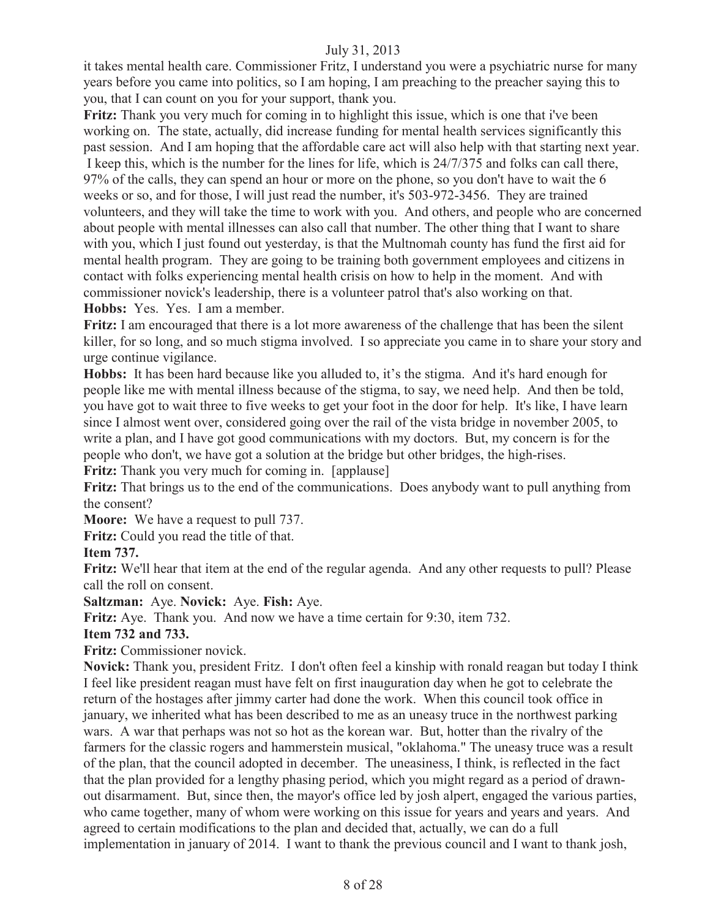it takes mental health care. Commissioner Fritz, I understand you were a psychiatric nurse for many years before you came into politics, so I am hoping, I am preaching to the preacher saying this to you, that I can count on you for your support, thank you.

**Fritz:** Thank you very much for coming in to highlight this issue, which is one that i've been working on. The state, actually, did increase funding for mental health services significantly this past session. And I am hoping that the affordable care act will also help with that starting next year. I keep this, which is the number for the lines for life, which is 24/7/375 and folks can call there, 97% of the calls, they can spend an hour or more on the phone, so you don't have to wait the 6 weeks or so, and for those, I will just read the number, it's 503-972-3456. They are trained volunteers, and they will take the time to work with you. And others, and people who are concerned about people with mental illnesses can also call that number. The other thing that I want to share with you, which I just found out yesterday, is that the Multnomah county has fund the first aid for mental health program. They are going to be training both government employees and citizens in contact with folks experiencing mental health crisis on how to help in the moment. And with commissioner novick's leadership, there is a volunteer patrol that's also working on that.

**Hobbs:** Yes. Yes. I am a member.

**Fritz:** I am encouraged that there is a lot more awareness of the challenge that has been the silent killer, for so long, and so much stigma involved. I so appreciate you came in to share your story and urge continue vigilance.

**Hobbs:** It has been hard because like you alluded to, it's the stigma. And it's hard enough for people like me with mental illness because of the stigma, to say, we need help. And then be told, you have got to wait three to five weeks to get your foot in the door for help. It's like, I have learn since I almost went over, considered going over the rail of the vista bridge in november 2005, to write a plan, and I have got good communications with my doctors. But, my concern is for the people who don't, we have got a solution at the bridge but other bridges, the high-rises.

**Fritz:** Thank you very much for coming in. [applause]

**Fritz:** That brings us to the end of the communications. Does anybody want to pull anything from the consent?

**Moore:** We have a request to pull 737.

**Fritz:** Could you read the title of that.

**Item 737.**

**Fritz:** We'll hear that item at the end of the regular agenda. And any other requests to pull? Please call the roll on consent.

**Saltzman:** Aye. **Novick:** Aye. **Fish:** Aye.

**Fritz:** Aye. Thank you. And now we have a time certain for 9:30, item 732.

**Item 732 and 733.**

**Fritz:** Commissioner novick.

**Novick:** Thank you, president Fritz. I don't often feel a kinship with ronald reagan but today I think I feel like president reagan must have felt on first inauguration day when he got to celebrate the return of the hostages after jimmy carter had done the work. When this council took office in january, we inherited what has been described to me as an uneasy truce in the northwest parking wars. A war that perhaps was not so hot as the korean war. But, hotter than the rivalry of the farmers for the classic rogers and hammerstein musical, "oklahoma." The uneasy truce was a result of the plan, that the council adopted in december. The uneasiness, I think, is reflected in the fact that the plan provided for a lengthy phasing period, which you might regard as a period of drawn-out disarmament. But, since then, the mayor's office led by josh alpert, engaged the various parties, who came together, many of whom were working on this issue for years and years and years. And agreed to certain modifications to the plan and decided that, actually, we can do a full implementation in january of 2014. I want to thank the previous council and I want to thank josh,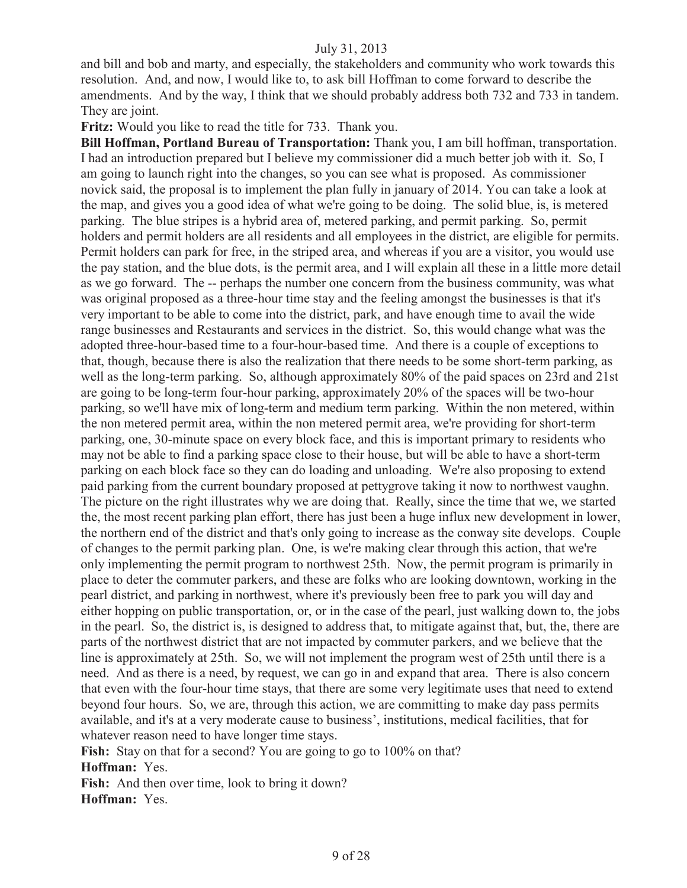and bill and bob and marty, and especially, the stakeholders and community who work towards this resolution. And, and now, I would like to, to ask bill Hoffman to come forward to describe the amendments. And by the way, I think that we should probably address both 732 and 733 in tandem. They are joint.

**Fritz:** Would you like to read the title for 733. Thank you.

**Bill Hoffman, Portland Bureau of Transportation:** Thank you, I am bill hoffman, transportation. I had an introduction prepared but I believe my commissioner did a much better job with it. So, I am going to launch right into the changes, so you can see what is proposed. As commissioner novick said, the proposal is to implement the plan fully in january of 2014. You can take a look at the map, and gives you a good idea of what we're going to be doing. The solid blue, is, is metered parking. The blue stripes is a hybrid area of, metered parking, and permit parking. So, permit holders and permit holders are all residents and all employees in the district, are eligible for permits. Permit holders can park for free, in the striped area, and whereas if you are a visitor, you would use the pay station, and the blue dots, is the permit area, and I will explain all these in a little more detail as we go forward. The -- perhaps the number one concern from the business community, was what was original proposed as a three-hour time stay and the feeling amongst the businesses is that it's very important to be able to come into the district, park, and have enough time to avail the wide range businesses and Restaurants and services in the district. So, this would change what was the adopted three-hour-based time to a four-hour-based time. And there is a couple of exceptions to that, though, because there is also the realization that there needs to be some short-term parking, as well as the long-term parking. So, although approximately 80% of the paid spaces on 23rd and 21st are going to be long-term four-hour parking, approximately 20% of the spaces will be two-hour parking, so we'll have mix of long-term and medium term parking. Within the non metered, within the non metered permit area, within the non metered permit area, we're providing for short-term parking, one, 30-minute space on every block face, and this is important primary to residents who may not be able to find a parking space close to their house, but will be able to have a short-term parking on each block face so they can do loading and unloading. We're also proposing to extend paid parking from the current boundary proposed at pettygrove taking it now to northwest vaughn. The picture on the right illustrates why we are doing that. Really, since the time that we, we started the, the most recent parking plan effort, there has just been a huge influx new development in lower, the northern end of the district and that's only going to increase as the conway site develops. Couple of changes to the permit parking plan. One, is we're making clear through this action, that we're only implementing the permit program to northwest 25th. Now, the permit program is primarily in place to deter the commuter parkers, and these are folks who are looking downtown, working in the pearl district, and parking in northwest, where it's previously been free to park you will day and either hopping on public transportation, or, or in the case of the pearl, just walking down to, the jobs in the pearl. So, the district is, is designed to address that, to mitigate against that, but, the, there are parts of the northwest district that are not impacted by commuter parkers, and we believe that the line is approximately at 25th. So, we will not implement the program west of 25th until there is a need. And as there is a need, by request, we can go in and expand that area. There is also concern that even with the four-hour time stays, that there are some very legitimate uses that need to extend beyond four hours. So, we are, through this action, we are committing to make day pass permits available, and it's at a very moderate cause to business', institutions, medical facilities, that for whatever reason need to have longer time stays.

**Fish:** Stay on that for a second? You are going to go to 100% on that?

**Hoffman:** Yes.

**Fish:** And then over time, look to bring it down?

**Hoffman:** Yes.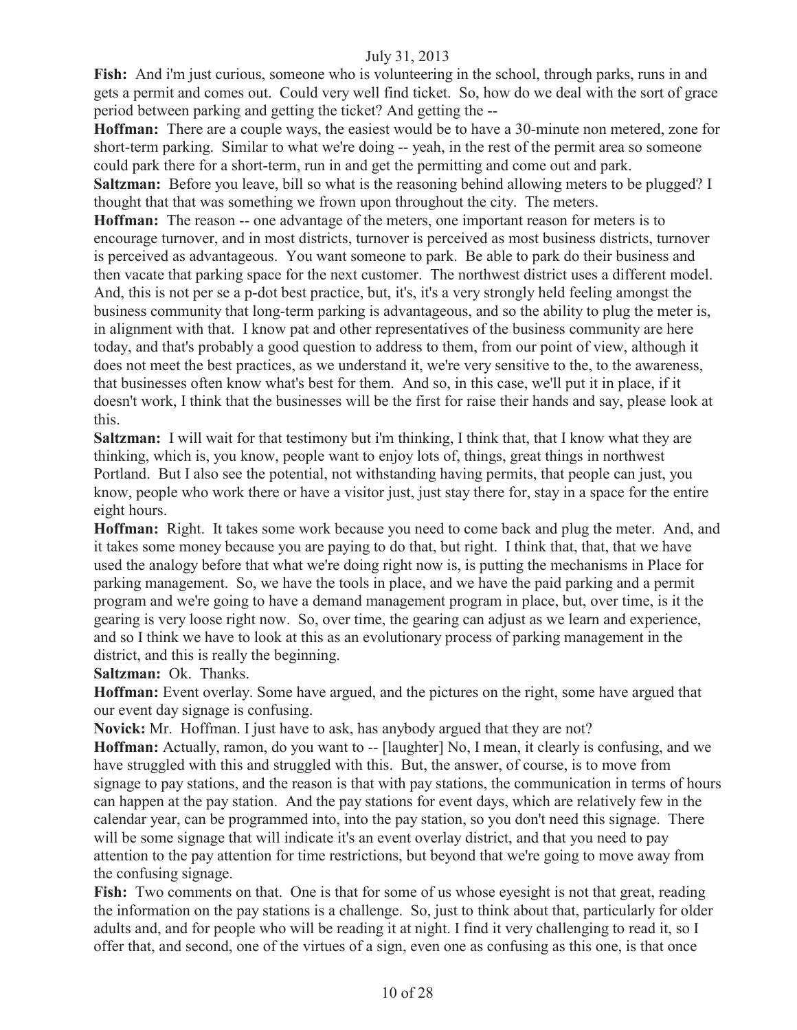**Fish:** And i'm just curious, someone who is volunteering in the school, through parks, runs in and gets a permit and comes out. Could very well find ticket. So, how do we deal with the sort of grace period between parking and getting the ticket? And getting the --

**Hoffman:** There are a couple ways, the easiest would be to have a 30-minute non metered, zone for short-term parking. Similar to what we're doing -- yeah, in the rest of the permit area so someone could park there for a short-term, run in and get the permitting and come out and park.

**Saltzman:** Before you leave, bill so what is the reasoning behind allowing meters to be plugged? I thought that that was something we frown upon throughout the city. The meters.

**Hoffman:** The reason -- one advantage of the meters, one important reason for meters is to encourage turnover, and in most districts, turnover is perceived as most business districts, turnover is perceived as advantageous. You want someone to park. Be able to park do their business and then vacate that parking space for the next customer. The northwest district uses a different model. And, this is not per se a p-dot best practice, but, it's, it's a very strongly held feeling amongst the business community that long-term parking is advantageous, and so the ability to plug the meter is, in alignment with that. I know pat and other representatives of the business community are here today, and that's probably a good question to address to them, from our point of view, although it does not meet the best practices, as we understand it, we're very sensitive to the, to the awareness, that businesses often know what's best for them. And so, in this case, we'll put it in place, if it doesn't work, I think that the businesses will be the first for raise their hands and say, please look at this.

**Saltzman:** I will wait for that testimony but i'm thinking, I think that, that I know what they are thinking, which is, you know, people want to enjoy lots of, things, great things in northwest Portland. But I also see the potential, not withstanding having permits, that people can just, you know, people who work there or have a visitor just, just stay there for, stay in a space for the entire eight hours.

**Hoffman:** Right. It takes some work because you need to come back and plug the meter. And, and it takes some money because you are paying to do that, but right. I think that, that, that we have used the analogy before that what we're doing right now is, is putting the mechanisms in Place for parking management. So, we have the tools in place, and we have the paid parking and a permit program and we're going to have a demand management program in place, but, over time, is it the gearing is very loose right now. So, over time, the gearing can adjust as we learn and experience, and so I think we have to look at this as an evolutionary process of parking management in the district, and this is really the beginning.

**Saltzman:** Ok. Thanks.

**Hoffman:** Event overlay. Some have argued, and the pictures on the right, some have argued that our event day signage is confusing.

**Novick:** Mr. Hoffman. I just have to ask, has anybody argued that they are not?

**Hoffman:** Actually, ramon, do you want to -- [laughter] No, I mean, it clearly is confusing, and we have struggled with this and struggled with this. But, the answer, of course, is to move from signage to pay stations, and the reason is that with pay stations, the communication in terms of hours can happen at the pay station. And the pay stations for event days, which are relatively few in the calendar year, can be programmed into, into the pay station, so you don't need this signage. There will be some signage that will indicate it's an event overlay district, and that you need to pay attention to the pay attention for time restrictions, but beyond that we're going to move away from the confusing signage.

**Fish:** Two comments on that. One is that for some of us whose eyesight is not that great, reading the information on the pay stations is a challenge. So, just to think about that, particularly for older adults and, and for people who will be reading it at night. I find it very challenging to read it, so I offer that, and second, one of the virtues of a sign, even one as confusing as this one, is that once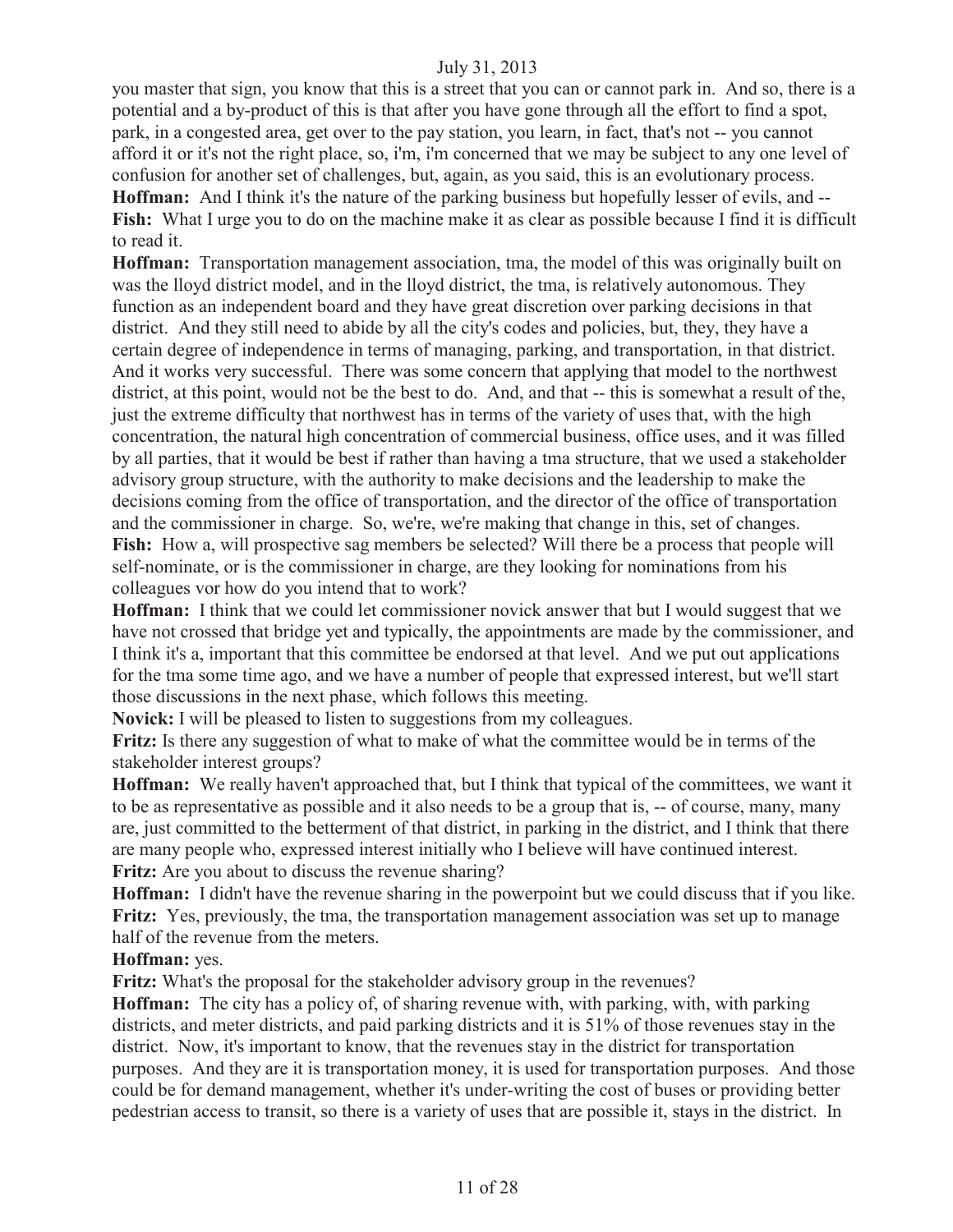you master that sign, you know that this is a street that you can or cannot park in. And so, there is a potential and a by-product of this is that after you have gone through all the effort to find a spot, park, in a congested area, get over to the pay station, you learn, in fact, that's not -- you cannot afford it or it's not the right place, so, i'm, i'm concerned that we may be subject to any one level of confusion for another set of challenges, but, again, as you said, this is an evolutionary process.

**Hoffman:** And I think it's the nature of the parking business but hopefully lesser of evils, and --

**Fish:** What I urge you to do on the machine make it as clear as possible because I find it is difficult to read it.

**Hoffman:** Transportation management association, tma, the model of this was originally built on was the lloyd district model, and in the lloyd district, the tma, is relatively autonomous. They function as an independent board and they have great discretion over parking decisions in that district. And they still need to abide by all the city's codes and policies, but, they, they have a certain degree of independence in terms of managing, parking, and transportation, in that district. And it works very successful. There was some concern that applying that model to the northwest district, at this point, would not be the best to do. And, and that -- this is somewhat a result of the, just the extreme difficulty that northwest has in terms of the variety of uses that, with the high concentration, the natural high concentration of commercial business, office uses, and it was filled by all parties, that it would be best if rather than having a tma structure, that we used a stakeholder advisory group structure, with the authority to make decisions and the leadership to make the decisions coming from the office of transportation, and the director of the office of transportation and the commissioner in charge. So, we're, we're making that change in this, set of changes.

**Fish:** How a, will prospective sag members be selected? Will there be a process that people will self-nominate, or is the commissioner in charge, are they looking for nominations from his colleagues vor how do you intend that to work?

**Hoffman:** I think that we could let commissioner novick answer that but I would suggest that we have not crossed that bridge yet and typically, the appointments are made by the commissioner, and I think it's a, important that this committee be endorsed at that level. And we put out applications for the tma some time ago, and we have a number of people that expressed interest, but we'll start those discussions in the next phase, which follows this meeting.

**Novick:** I will be pleased to listen to suggestions from my colleagues.

**Fritz:** Is there any suggestion of what to make of what the committee would be in terms of the stakeholder interest groups?

**Hoffman:** We really haven't approached that, but I think that typical of the committees, we want it to be as representative as possible and it also needs to be a group that is, -- of course, many, many are, just committed to the betterment of that district, in parking in the district, and I think that there are many people who, expressed interest initially who I believe will have continued interest.

**Fritz:** Are you about to discuss the revenue sharing?

**Hoffman:** I didn't have the revenue sharing in the powerpoint but we could discuss that if you like.

**Fritz:** Yes, previously, the tma, the transportation management association was set up to manage half of the revenue from the meters.

**Hoffman:** yes.

**Fritz:** What's the proposal for the stakeholder advisory group in the revenues?

**Hoffman:** The city has a policy of, of sharing revenue with, with parking, with, with parking districts, and meter districts, and paid parking districts and it is 51% of those revenues stay in the district. Now, it's important to know, that the revenues stay in the district for transportation purposes. And they are it is transportation money, it is used for transportation purposes. And those could be for demand management, whether it's under-writing the cost of buses or providing better pedestrian access to transit, so there is a variety of uses that are possible it, stays in the district. In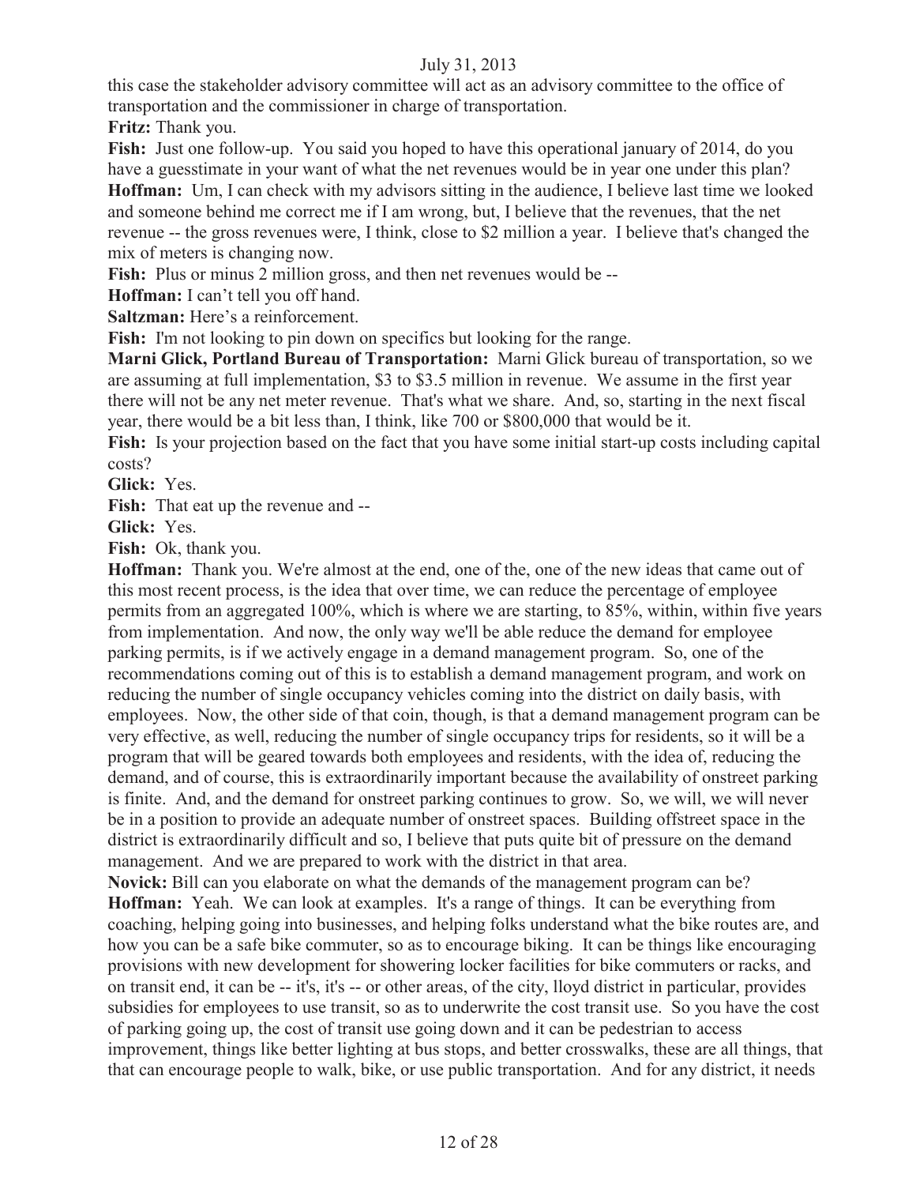this case the stakeholder advisory committee will act as an advisory committee to the office of transportation and the commissioner in charge of transportation.

**Fritz:** Thank you.

**Fish:** Just one follow-up. You said you hoped to have this operational january of 2014, do you have a guesstimate in your want of what the net revenues would be in year one under this plan?

**Hoffman:** Um, I can check with my advisors sitting in the audience, I believe last time we looked and someone behind me correct me if I am wrong, but, I believe that the revenues, that the net revenue -- the gross revenues were, I think, close to $2 million a year. I believe that's changed the mix of meters is changing now.

**Fish:** Plus or minus 2 million gross, and then net revenues would be --

**Hoffman:** I can't tell you off hand.

**Saltzman:** Here's a reinforcement.

**Fish:** I'm not looking to pin down on specifics but looking for the range.

**Marni Glick, Portland Bureau of Transportation:** Marni Glick bureau of transportation, so we are assuming at full implementation, $3 to $3.5 million in revenue. We assume in the first year there will not be any net meter revenue. That's what we share. And, so, starting in the next fiscal year, there would be a bit less than, I think, like 700 or $800,000 that would be it.

**Fish:** Is your projection based on the fact that you have some initial start-up costs including capital costs?

**Glick:** Yes.

**Fish:** That eat up the revenue and --

**Glick:** Yes.

**Fish:** Ok, thank you.

**Hoffman:** Thank you. We're almost at the end, one of the, one of the new ideas that came out of this most recent process, is the idea that over time, we can reduce the percentage of employee permits from an aggregated 100%, which is where we are starting, to 85%, within, within five years from implementation. And now, the only way we'll be able reduce the demand for employee parking permits, is if we actively engage in a demand management program. So, one of the recommendations coming out of this is to establish a demand management program, and work on reducing the number of single occupancy vehicles coming into the district on daily basis, with employees. Now, the other side of that coin, though, is that a demand management program can be very effective, as well, reducing the number of single occupancy trips for residents, so it will be a program that will be geared towards both employees and residents, with the idea of, reducing the demand, and of course, this is extraordinarily important because the availability of onstreet parking is finite. And, and the demand for onstreet parking continues to grow. So, we will, we will never be in a position to provide an adequate number of onstreet spaces. Building offstreet space in the district is extraordinarily difficult and so, I believe that puts quite bit of pressure on the demand management. And we are prepared to work with the district in that area.

**Novick:** Bill can you elaborate on what the demands of the management program can be?

**Hoffman:** Yeah. We can look at examples. It's a range of things. It can be everything from coaching, helping going into businesses, and helping folks understand what the bike routes are, and how you can be a safe bike commuter, so as to encourage biking. It can be things like encouraging provisions with new development for showering locker facilities for bike commuters or racks, and on transit end, it can be -- it's, it's -- or other areas, of the city, lloyd district in particular, provides subsidies for employees to use transit, so as to underwrite the cost transit use. So you have the cost of parking going up, the cost of transit use going down and it can be pedestrian to access improvement, things like better lighting at bus stops, and better crosswalks, these are all things, that that can encourage people to walk, bike, or use public transportation. And for any district, it needs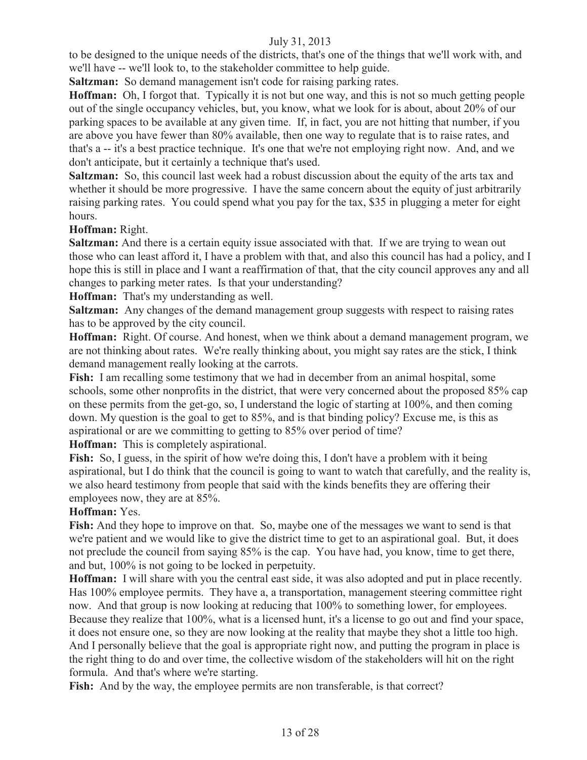to be designed to the unique needs of the districts, that's one of the things that we'll work with, and we'll have -- we'll look to, to the stakeholder committee to help guide.

**Saltzman:** So demand management isn't code for raising parking rates.

**Hoffman:** Oh, I forgot that. Typically it is not but one way, and this is not so much getting people out of the single occupancy vehicles, but, you know, what we look for is about, about 20% of our parking spaces to be available at any given time. If, in fact, you are not hitting that number, if you are above you have fewer than 80% available, then one way to regulate that is to raise rates, and that's a -- it's a best practice technique. It's one that we're not employing right now. And, and we don't anticipate, but it certainly a technique that's used.

**Saltzman:** So, this council last week had a robust discussion about the equity of the arts tax and whether it should be more progressive. I have the same concern about the equity of just arbitrarily raising parking rates. You could spend what you pay for the tax, $35 in plugging a meter for eight hours.

**Hoffman:** Right.

**Saltzman:** And there is a certain equity issue associated with that. If we are trying to wean out those who can least afford it, I have a problem with that, and also this council has had a policy, and I hope this is still in place and I want a reaffirmation of that, that the city council approves any and all changes to parking meter rates. Is that your understanding?

**Hoffman:** That's my understanding as well.

**Saltzman:** Any changes of the demand management group suggests with respect to raising rates has to be approved by the city council.

**Hoffman:** Right. Of course. And honest, when we think about a demand management program, we are not thinking about rates. We're really thinking about, you might say rates are the stick, I think demand management really looking at the carrots.

**Fish:** I am recalling some testimony that we had in december from an animal hospital, some schools, some other nonprofits in the district, that were very concerned about the proposed 85% cap on these permits from the get-go, so, I understand the logic of starting at 100%, and then coming down. My question is the goal to get to 85%, and is that binding policy? Excuse me, is this as aspirational or are we committing to getting to 85% over period of time?

**Hoffman:** This is completely aspirational.

**Fish:** So, I guess, in the spirit of how we're doing this, I don't have a problem with it being aspirational, but I do think that the council is going to want to watch that carefully, and the reality is, we also heard testimony from people that said with the kinds benefits they are offering their employees now, they are at 85%.

**Hoffman:** Yes.

**Fish:** And they hope to improve on that. So, maybe one of the messages we want to send is that we're patient and we would like to give the district time to get to an aspirational goal. But, it does not preclude the council from saying 85% is the cap. You have had, you know, time to get there, and but, 100% is not going to be locked in perpetuity.

**Hoffman:** I will share with you the central east side, it was also adopted and put in place recently. Has 100% employee permits. They have a, a transportation, management steering committee right now. And that group is now looking at reducing that 100% to something lower, for employees. Because they realize that 100%, what is a licensed hunt, it's a license to go out and find your space, it does not ensure one, so they are now looking at the reality that maybe they shot a little too high. And I personally believe that the goal is appropriate right now, and putting the program in place is the right thing to do and over time, the collective wisdom of the stakeholders will hit on the right formula. And that's where we're starting.

**Fish:** And by the way, the employee permits are non transferable, is that correct?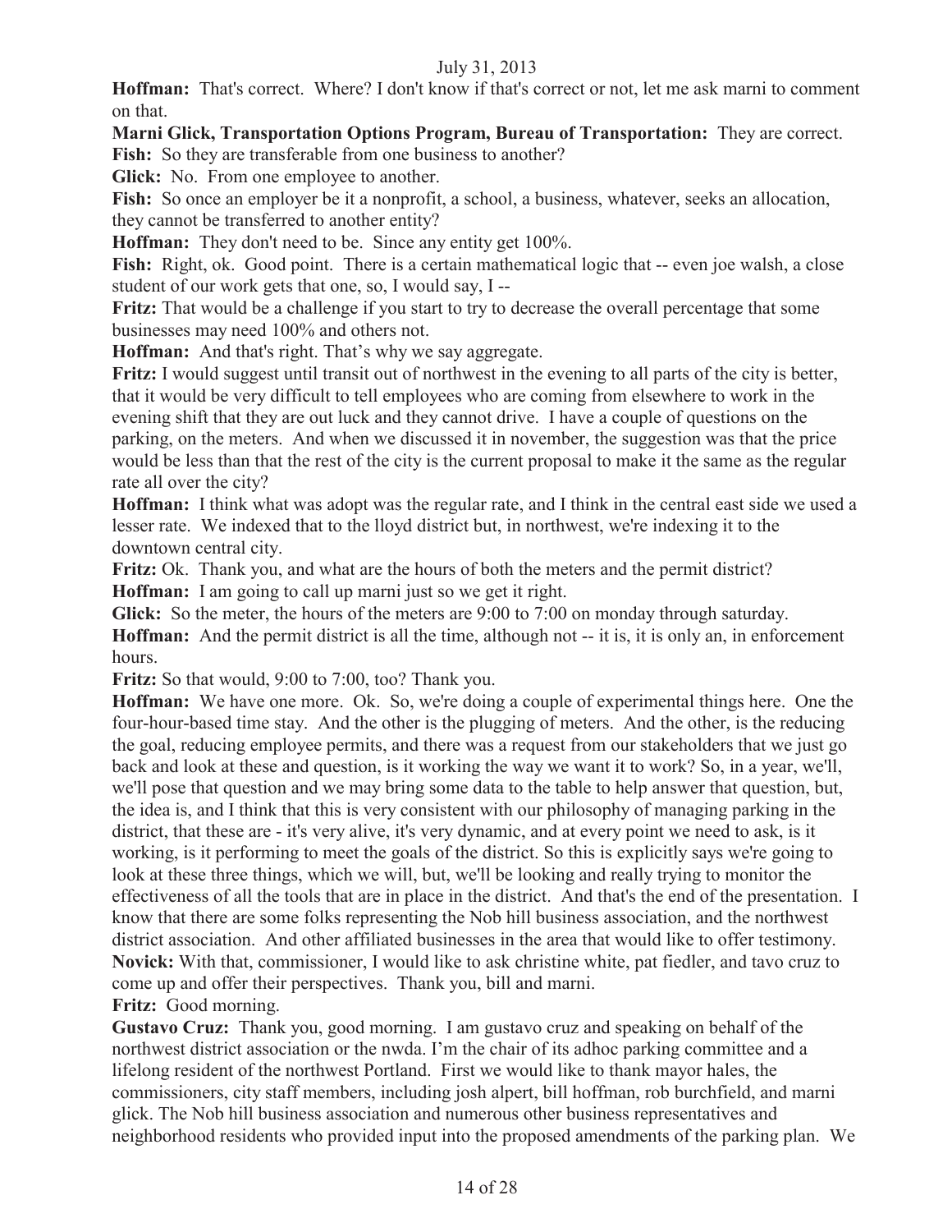**Hoffman:** That's correct. Where? I don't know if that's correct or not, let me ask marni to comment on that.

**Marni Glick, Transportation Options Program, Bureau of Transportation:** They are correct.

**Fish:** So they are transferable from one business to another?

**Glick:** No. From one employee to another.

**Fish:** So once an employer be it a nonprofit, a school, a business, whatever, seeks an allocation, they cannot be transferred to another entity?

**Hoffman:** They don't need to be. Since any entity get 100%.

**Fish:** Right, ok. Good point. There is a certain mathematical logic that -- even joe walsh, a close student of our work gets that one, so, I would say, I --

**Fritz:** That would be a challenge if you start to try to decrease the overall percentage that some businesses may need 100% and others not.

**Hoffman:** And that's right. That's why we say aggregate.

**Fritz:** I would suggest until transit out of northwest in the evening to all parts of the city is better, that it would be very difficult to tell employees who are coming from elsewhere to work in the evening shift that they are out luck and they cannot drive. I have a couple of questions on the parking, on the meters. And when we discussed it in november, the suggestion was that the price would be less than that the rest of the city is the current proposal to make it the same as the regular rate all over the city?

**Hoffman:** I think what was adopt was the regular rate, and I think in the central east side we used a lesser rate. We indexed that to the lloyd district but, in northwest, we're indexing it to the downtown central city.

**Fritz:** Ok. Thank you, and what are the hours of both the meters and the permit district?

**Hoffman:** I am going to call up marni just so we get it right.

**Glick:** So the meter, the hours of the meters are 9:00 to 7:00 on monday through saturday.

**Hoffman:** And the permit district is all the time, although not -- it is, it is only an, in enforcement hours.

**Fritz:** So that would, 9:00 to 7:00, too? Thank you.

**Hoffman:** We have one more. Ok. So, we're doing a couple of experimental things here. One the four-hour-based time stay. And the other is the plugging of meters. And the other, is the reducing the goal, reducing employee permits, and there was a request from our stakeholders that we just go back and look at these and question, is it working the way we want it to work? So, in a year, we'll, we'll pose that question and we may bring some data to the table to help answer that question, but, the idea is, and I think that this is very consistent with our philosophy of managing parking in the district, that these are - it's very alive, it's very dynamic, and at every point we need to ask, is it working, is it performing to meet the goals of the district. So this is explicitly says we're going to look at these three things, which we will, but, we'll be looking and really trying to monitor the effectiveness of all the tools that are in place in the district. And that's the end of the presentation. I know that there are some folks representing the Nob hill business association, and the northwest district association. And other affiliated businesses in the area that would like to offer testimony.

**Novick:** With that, commissioner, I would like to ask christine white, pat fiedler, and tavo cruz to come up and offer their perspectives. Thank you, bill and marni.

**Fritz:** Good morning.

**Gustavo Cruz:** Thank you, good morning. I am gustavo cruz and speaking on behalf of the northwest district association or the nwda. I'm the chair of its adhoc parking committee and a lifelong resident of the northwest Portland. First we would like to thank mayor hales, the commissioners, city staff members, including josh alpert, bill hoffman, rob burchfield, and marni glick. The Nob hill business association and numerous other business representatives and neighborhood residents who provided input into the proposed amendments of the parking plan. We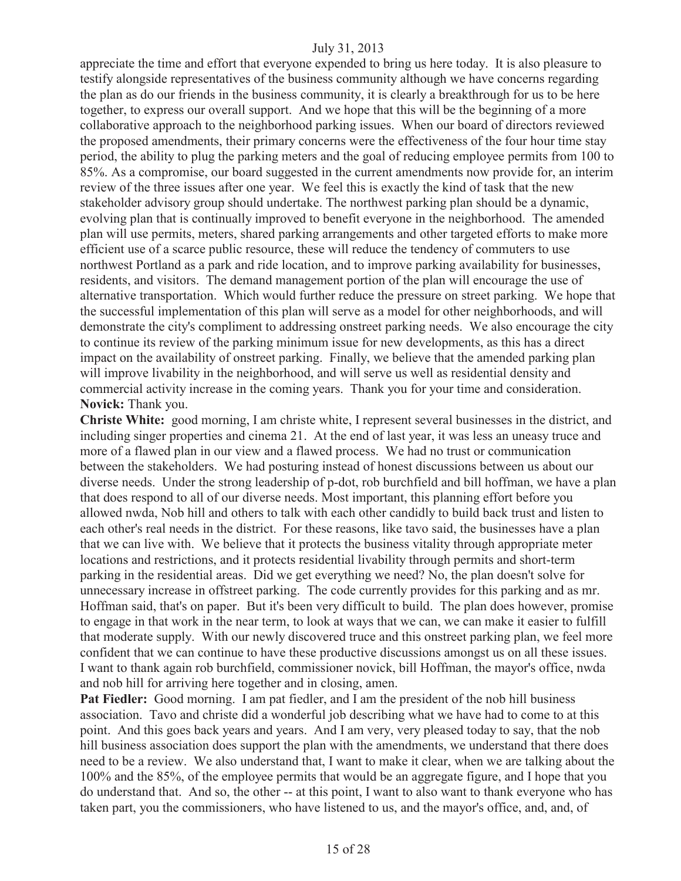appreciate the time and effort that everyone expended to bring us here today. It is also pleasure to testify alongside representatives of the business community although we have concerns regarding the plan as do our friends in the business community, it is clearly a breakthrough for us to be here together, to express our overall support. And we hope that this will be the beginning of a more collaborative approach to the neighborhood parking issues. When our board of directors reviewed the proposed amendments, their primary concerns were the effectiveness of the four hour time stay period, the ability to plug the parking meters and the goal of reducing employee permits from 100 to 85%. As a compromise, our board suggested in the current amendments now provide for, an interim review of the three issues after one year. We feel this is exactly the kind of task that the new stakeholder advisory group should undertake. The northwest parking plan should be a dynamic, evolving plan that is continually improved to benefit everyone in the neighborhood. The amended plan will use permits, meters, shared parking arrangements and other targeted efforts to make more efficient use of a scarce public resource, these will reduce the tendency of commuters to use northwest Portland as a park and ride location, and to improve parking availability for businesses, residents, and visitors. The demand management portion of the plan will encourage the use of alternative transportation. Which would further reduce the pressure on street parking. We hope that the successful implementation of this plan will serve as a model for other neighborhoods, and will demonstrate the city's compliment to addressing onstreet parking needs. We also encourage the city to continue its review of the parking minimum issue for new developments, as this has a direct impact on the availability of onstreet parking. Finally, we believe that the amended parking plan will improve livability in the neighborhood, and will serve us well as residential density and commercial activity increase in the coming years. Thank you for your time and consideration.

**Novick:** Thank you.

**Christe White:** good morning, I am christe white, I represent several businesses in the district, and including singer properties and cinema 21. At the end of last year, it was less an uneasy truce and more of a flawed plan in our view and a flawed process. We had no trust or communication between the stakeholders. We had posturing instead of honest discussions between us about our diverse needs. Under the strong leadership of p-dot, rob burchfield and bill hoffman, we have a plan that does respond to all of our diverse needs. Most important, this planning effort before you allowed nwda, Nob hill and others to talk with each other candidly to build back trust and listen to each other's real needs in the district. For these reasons, like tavo said, the businesses have a plan that we can live with. We believe that it protects the business vitality through appropriate meter locations and restrictions, and it protects residential livability through permits and short-term parking in the residential areas. Did we get everything we need? No, the plan doesn't solve for unnecessary increase in offstreet parking. The code currently provides for this parking and as mr. Hoffman said, that's on paper. But it's been very difficult to build. The plan does however, promise to engage in that work in the near term, to look at ways that we can, we can make it easier to fulfill that moderate supply. With our newly discovered truce and this onstreet parking plan, we feel more confident that we can continue to have these productive discussions amongst us on all these issues. I want to thank again rob burchfield, commissioner novick, bill Hoffman, the mayor's office, nwda and nob hill for arriving here together and in closing, amen.

**Pat Fiedler:** Good morning. I am pat fiedler, and I am the president of the nob hill business association. Tavo and christe did a wonderful job describing what we have had to come to at this point. And this goes back years and years. And I am very, very pleased today to say, that the nob hill business association does support the plan with the amendments, we understand that there does need to be a review. We also understand that, I want to make it clear, when we are talking about the 100% and the 85%, of the employee permits that would be an aggregate figure, and I hope that you do understand that. And so, the other -- at this point, I want to also want to thank everyone who has taken part, you the commissioners, who have listened to us, and the mayor's office, and, and, of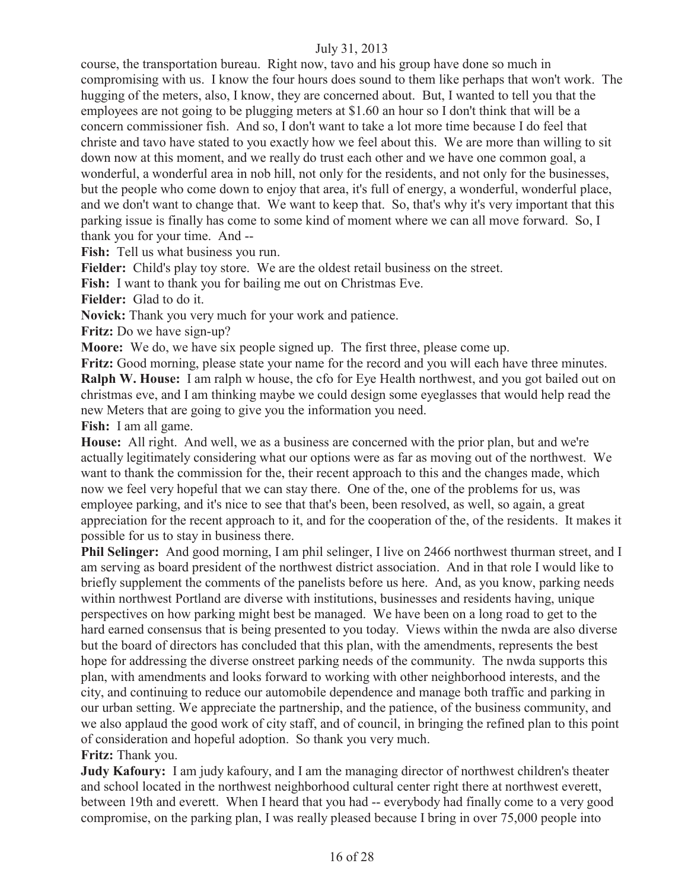course, the transportation bureau. Right now, tavo and his group have done so much in compromising with us. I know the four hours does sound to them like perhaps that won't work. The hugging of the meters, also, I know, they are concerned about. But, I wanted to tell you that the employees are not going to be plugging meters at $1.60 an hour so I don't think that will be a concern commissioner fish. And so, I don't want to take a lot more time because I do feel that christe and tavo have stated to you exactly how we feel about this. We are more than willing to sit down now at this moment, and we really do trust each other and we have one common goal, a wonderful, a wonderful area in nob hill, not only for the residents, and not only for the businesses, but the people who come down to enjoy that area, it's full of energy, a wonderful, wonderful place, and we don't want to change that. We want to keep that. So, that's why it's very important that this parking issue is finally has come to some kind of moment where we can all move forward. So, I thank you for your time. And --

**Fish:** Tell us what business you run.

**Fielder:** Child's play toy store. We are the oldest retail business on the street.

**Fish:** I want to thank you for bailing me out on Christmas Eve.

**Fielder:** Glad to do it.

**Novick:** Thank you very much for your work and patience.

**Fritz:** Do we have sign-up?

**Moore:** We do, we have six people signed up. The first three, please come up.

**Fritz:** Good morning, please state your name for the record and you will each have three minutes.

**Ralph W. House:** I am ralph w house, the cfo for Eye Health northwest, and you got bailed out on christmas eve, and I am thinking maybe we could design some eyeglasses that would help read the new Meters that are going to give you the information you need.

**Fish:** I am all game.

**House:** All right. And well, we as a business are concerned with the prior plan, but and we're actually legitimately considering what our options were as far as moving out of the northwest. We want to thank the commission for the, their recent approach to this and the changes made, which now we feel very hopeful that we can stay there. One of the, one of the problems for us, was employee parking, and it's nice to see that that's been, been resolved, as well, so again, a great appreciation for the recent approach to it, and for the cooperation of the, of the residents. It makes it possible for us to stay in business there.

**Phil Selinger:** And good morning, I am phil selinger, I live on 2466 northwest thurman street, and I am serving as board president of the northwest district association. And in that role I would like to briefly supplement the comments of the panelists before us here. And, as you know, parking needs within northwest Portland are diverse with institutions, businesses and residents having, unique perspectives on how parking might best be managed. We have been on a long road to get to the hard earned consensus that is being presented to you today. Views within the nwda are also diverse but the board of directors has concluded that this plan, with the amendments, represents the best hope for addressing the diverse onstreet parking needs of the community. The nwda supports this plan, with amendments and looks forward to working with other neighborhood interests, and the city, and continuing to reduce our automobile dependence and manage both traffic and parking in our urban setting. We appreciate the partnership, and the patience, of the business community, and we also applaud the good work of city staff, and of council, in bringing the refined plan to this point of consideration and hopeful adoption. So thank you very much.

**Fritz:** Thank you.

**Judy Kafoury:** I am judy kafoury, and I am the managing director of northwest children's theater and school located in the northwest neighborhood cultural center right there at northwest everett, between 19th and everett. When I heard that you had -- everybody had finally come to a very good compromise, on the parking plan, I was really pleased because I bring in over 75,000 people into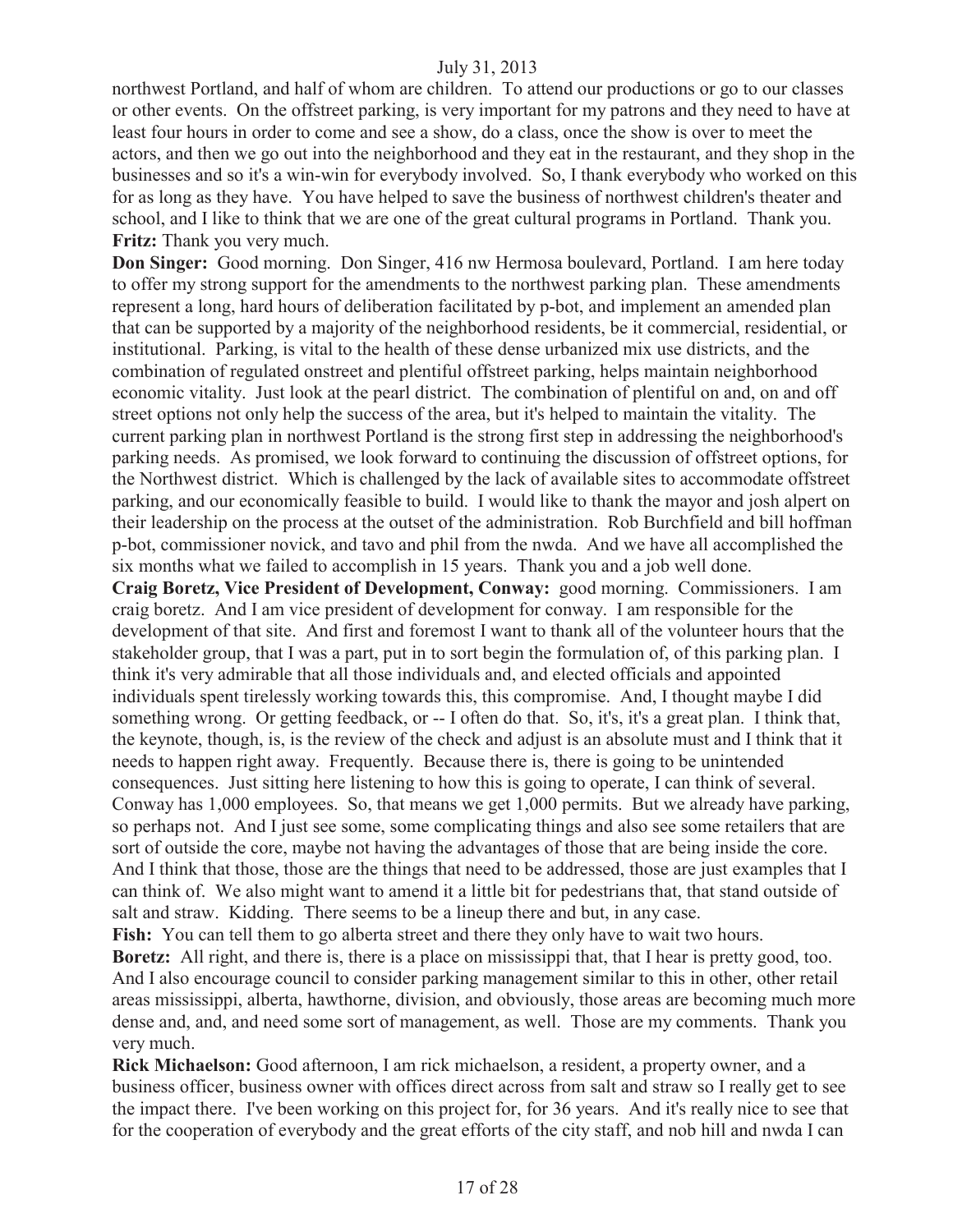northwest Portland, and half of whom are children. To attend our productions or go to our classes or other events. On the offstreet parking, is very important for my patrons and they need to have at least four hours in order to come and see a show, do a class, once the show is over to meet the actors, and then we go out into the neighborhood and they eat in the restaurant, and they shop in the businesses and so it's a win-win for everybody involved. So, I thank everybody who worked on this for as long as they have. You have helped to save the business of northwest children's theater and school, and I like to think that we are one of the great cultural programs in Portland. Thank you.

**Fritz:** Thank you very much.

**Don Singer:** Good morning. Don Singer, 416 nw Hermosa boulevard, Portland. I am here today to offer my strong support for the amendments to the northwest parking plan. These amendments represent a long, hard hours of deliberation facilitated by p-bot, and implement an amended plan that can be supported by a majority of the neighborhood residents, be it commercial, residential, or institutional. Parking, is vital to the health of these dense urbanized mix use districts, and the combination of regulated onstreet and plentiful offstreet parking, helps maintain neighborhood economic vitality. Just look at the pearl district. The combination of plentiful on and, on and off street options not only help the success of the area, but it's helped to maintain the vitality. The current parking plan in northwest Portland is the strong first step in addressing the neighborhood's parking needs. As promised, we look forward to continuing the discussion of offstreet options, for the Northwest district. Which is challenged by the lack of available sites to accommodate offstreet parking, and our economically feasible to build. I would like to thank the mayor and josh alpert on their leadership on the process at the outset of the administration. Rob Burchfield and bill hoffman p-bot, commissioner novick, and tavo and phil from the nwda. And we have all accomplished the six months what we failed to accomplish in 15 years. Thank you and a job well done.

**Craig Boretz, Vice President of Development, Conway:** good morning. Commissioners. I am craig boretz. And I am vice president of development for conway. I am responsible for the development of that site. And first and foremost I want to thank all of the volunteer hours that the stakeholder group, that I was a part, put in to sort begin the formulation of, of this parking plan. I think it's very admirable that all those individuals and, and elected officials and appointed individuals spent tirelessly working towards this, this compromise. And, I thought maybe I did something wrong. Or getting feedback, or -- I often do that. So, it's, it's a great plan. I think that, the keynote, though, is, is the review of the check and adjust is an absolute must and I think that it needs to happen right away. Frequently. Because there is, there is going to be unintended consequences. Just sitting here listening to how this is going to operate, I can think of several. Conway has 1,000 employees. So, that means we get 1,000 permits. But we already have parking, so perhaps not. And I just see some, some complicating things and also see some retailers that are sort of outside the core, maybe not having the advantages of those that are being inside the core. And I think that those, those are the things that need to be addressed, those are just examples that I can think of. We also might want to amend it a little bit for pedestrians that, that stand outside of salt and straw. Kidding. There seems to be a lineup there and but, in any case.

**Fish:** You can tell them to go alberta street and there they only have to wait two hours.

**Boretz:** All right, and there is, there is a place on mississippi that, that I hear is pretty good, too. And I also encourage council to consider parking management similar to this in other, other retail areas mississippi, alberta, hawthorne, division, and obviously, those areas are becoming much more dense and, and, and need some sort of management, as well. Those are my comments. Thank you very much.

**Rick Michaelson:** Good afternoon, I am rick michaelson, a resident, a property owner, and a business officer, business owner with offices direct across from salt and straw so I really get to see the impact there. I've been working on this project for, for 36 years. And it's really nice to see that for the cooperation of everybody and the great efforts of the city staff, and nob hill and nwda I can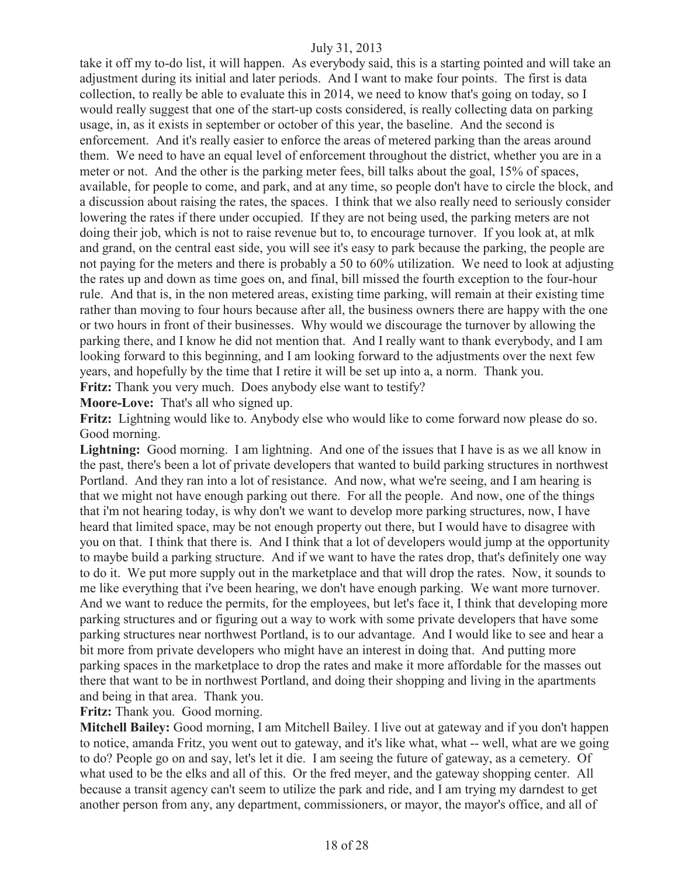take it off my to-do list, it will happen. As everybody said, this is a starting pointed and will take an adjustment during its initial and later periods. And I want to make four points. The first is data collection, to really be able to evaluate this in 2014, we need to know that's going on today, so I would really suggest that one of the start-up costs considered, is really collecting data on parking usage, in, as it exists in september or october of this year, the baseline. And the second is enforcement. And it's really easier to enforce the areas of metered parking than the areas around them. We need to have an equal level of enforcement throughout the district, whether you are in a meter or not. And the other is the parking meter fees, bill talks about the goal, 15% of spaces, available, for people to come, and park, and at any time, so people don't have to circle the block, and a discussion about raising the rates, the spaces. I think that we also really need to seriously consider lowering the rates if there under occupied. If they are not being used, the parking meters are not doing their job, which is not to raise revenue but to, to encourage turnover. If you look at, at mlk and grand, on the central east side, you will see it's easy to park because the parking, the people are not paying for the meters and there is probably a 50 to 60% utilization. We need to look at adjusting the rates up and down as time goes on, and final, bill missed the fourth exception to the four-hour rule. And that is, in the non metered areas, existing time parking, will remain at their existing time rather than moving to four hours because after all, the business owners there are happy with the one or two hours in front of their businesses. Why would we discourage the turnover by allowing the parking there, and I know he did not mention that. And I really want to thank everybody, and I am looking forward to this beginning, and I am looking forward to the adjustments over the next few years, and hopefully by the time that I retire it will be set up into a, a norm. Thank you.

**Fritz:** Thank you very much. Does anybody else want to testify?

**Moore-Love:** That's all who signed up.

**Fritz:** Lightning would like to. Anybody else who would like to come forward now please do so. Good morning.

**Lightning:** Good morning. I am lightning. And one of the issues that I have is as we all know in the past, there's been a lot of private developers that wanted to build parking structures in northwest Portland. And they ran into a lot of resistance. And now, what we're seeing, and I am hearing is that we might not have enough parking out there. For all the people. And now, one of the things that i'm not hearing today, is why don't we want to develop more parking structures, now, I have heard that limited space, may be not enough property out there, but I would have to disagree with you on that. I think that there is. And I think that a lot of developers would jump at the opportunity to maybe build a parking structure. And if we want to have the rates drop, that's definitely one way to do it. We put more supply out in the marketplace and that will drop the rates. Now, it sounds to me like everything that i've been hearing, we don't have enough parking. We want more turnover. And we want to reduce the permits, for the employees, but let's face it, I think that developing more parking structures and or figuring out a way to work with some private developers that have some parking structures near northwest Portland, is to our advantage. And I would like to see and hear a bit more from private developers who might have an interest in doing that. And putting more parking spaces in the marketplace to drop the rates and make it more affordable for the masses out there that want to be in northwest Portland, and doing their shopping and living in the apartments and being in that area. Thank you.

**Fritz:** Thank you. Good morning.

**Mitchell Bailey:** Good morning, I am Mitchell Bailey. I live out at gateway and if you don't happen to notice, amanda Fritz, you went out to gateway, and it's like what, what -- well, what are we going to do? People go on and say, let's let it die. I am seeing the future of gateway, as a cemetery. Of what used to be the elks and all of this. Or the fred meyer, and the gateway shopping center. All because a transit agency can't seem to utilize the park and ride, and I am trying my darndest to get another person from any, any department, commissioners, or mayor, the mayor's office, and all of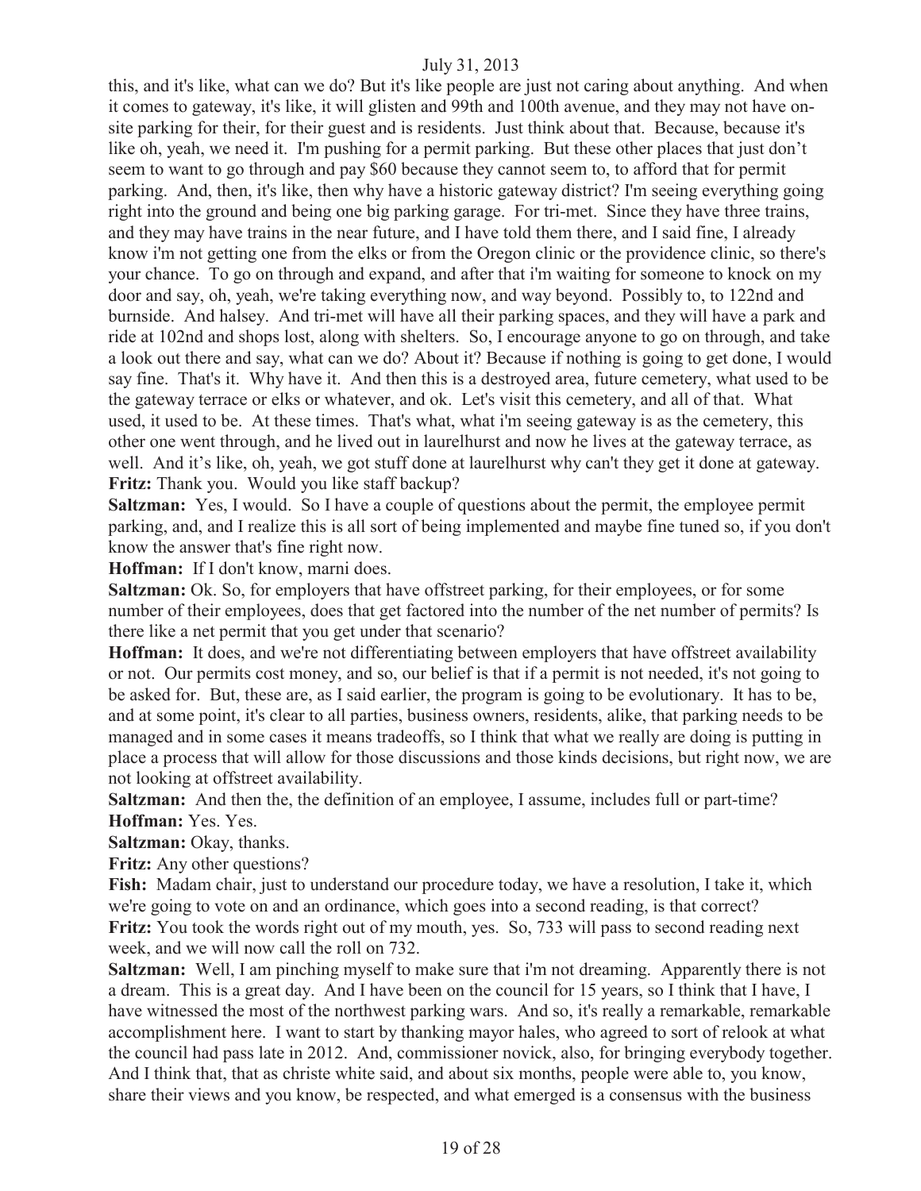this, and it's like, what can we do? But it's like people are just not caring about anything. And when it comes to gateway, it's like, it will glisten and 99th and 100th avenue, and they may not have on-site parking for their, for their guest and is residents. Just think about that. Because, because it's like oh, yeah, we need it. I'm pushing for a permit parking. But these other places that just don't seem to want to go through and pay $60 because they cannot seem to, to afford that for permit parking. And, then, it's like, then why have a historic gateway district? I'm seeing everything going right into the ground and being one big parking garage. For tri-met. Since they have three trains, and they may have trains in the near future, and I have told them there, and I said fine, I already know i'm not getting one from the elks or from the Oregon clinic or the providence clinic, so there's your chance. To go on through and expand, and after that i'm waiting for someone to knock on my door and say, oh, yeah, we're taking everything now, and way beyond. Possibly to, to 122nd and burnside. And halsey. And tri-met will have all their parking spaces, and they will have a park and ride at 102nd and shops lost, along with shelters. So, I encourage anyone to go on through, and take a look out there and say, what can we do? About it? Because if nothing is going to get done, I would say fine. That's it. Why have it. And then this is a destroyed area, future cemetery, what used to be the gateway terrace or elks or whatever, and ok. Let's visit this cemetery, and all of that. What used, it used to be. At these times. That's what, what i'm seeing gateway is as the cemetery, this other one went through, and he lived out in laurelhurst and now he lives at the gateway terrace, as well. And it's like, oh, yeah, we got stuff done at laurelhurst why can't they get it done at gateway.

**Fritz:** Thank you. Would you like staff backup?

**Saltzman:** Yes, I would. So I have a couple of questions about the permit, the employee permit parking, and, and I realize this is all sort of being implemented and maybe fine tuned so, if you don't know the answer that's fine right now.

**Hoffman:** If I don't know, marni does.

**Saltzman:** Ok. So, for employers that have offstreet parking, for their employees, or for some number of their employees, does that get factored into the number of the net number of permits? Is there like a net permit that you get under that scenario?

**Hoffman:** It does, and we're not differentiating between employers that have offstreet availability or not. Our permits cost money, and so, our belief is that if a permit is not needed, it's not going to be asked for. But, these are, as I said earlier, the program is going to be evolutionary. It has to be, and at some point, it's clear to all parties, business owners, residents, alike, that parking needs to be managed and in some cases it means tradeoffs, so I think that what we really are doing is putting in place a process that will allow for those discussions and those kinds decisions, but right now, we are not looking at offstreet availability.

**Saltzman:** And then the, the definition of an employee, I assume, includes full or part-time?

**Hoffman:** Yes. Yes.

**Saltzman:** Okay, thanks.

**Fritz:** Any other questions?

**Fish:** Madam chair, just to understand our procedure today, we have a resolution, I take it, which we're going to vote on and an ordinance, which goes into a second reading, is that correct?

**Fritz:** You took the words right out of my mouth, yes. So, 733 will pass to second reading next week, and we will now call the roll on 732.

**Saltzman:** Well, I am pinching myself to make sure that i'm not dreaming. Apparently there is not a dream. This is a great day. And I have been on the council for 15 years, so I think that I have, I have witnessed the most of the northwest parking wars. And so, it's really a remarkable, remarkable accomplishment here. I want to start by thanking mayor hales, who agreed to sort of relook at what the council had pass late in 2012. And, commissioner novick, also, for bringing everybody together. And I think that, that as christe white said, and about six months, people were able to, you know, share their views and you know, be respected, and what emerged is a consensus with the business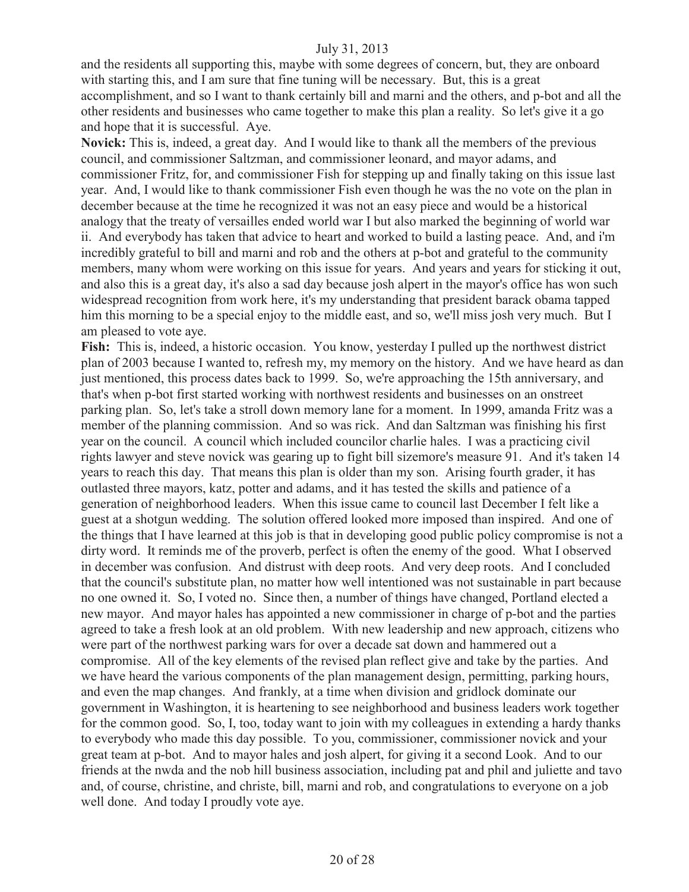and the residents all supporting this, maybe with some degrees of concern, but, they are onboard with starting this, and I am sure that fine tuning will be necessary. But, this is a great accomplishment, and so I want to thank certainly bill and marni and the others, and p-bot and all the other residents and businesses who came together to make this plan a reality. So let's give it a go and hope that it is successful. Aye.

**Novick:** This is, indeed, a great day. And I would like to thank all the members of the previous council, and commissioner Saltzman, and commissioner leonard, and mayor adams, and commissioner Fritz, for, and commissioner Fish for stepping up and finally taking on this issue last year. And, I would like to thank commissioner Fish even though he was the no vote on the plan in december because at the time he recognized it was not an easy piece and would be a historical analogy that the treaty of versailles ended world war I but also marked the beginning of world war ii. And everybody has taken that advice to heart and worked to build a lasting peace. And, and i'm incredibly grateful to bill and marni and rob and the others at p-bot and grateful to the community members, many whom were working on this issue for years. And years and years for sticking it out, and also this is a great day, it's also a sad day because josh alpert in the mayor's office has won such widespread recognition from work here, it's my understanding that president barack obama tapped him this morning to be a special enjoy to the middle east, and so, we'll miss josh very much. But I am pleased to vote aye.

**Fish:** This is, indeed, a historic occasion. You know, yesterday I pulled up the northwest district plan of 2003 because I wanted to, refresh my, my memory on the history. And we have heard as dan just mentioned, this process dates back to 1999. So, we're approaching the 15th anniversary, and that's when p-bot first started working with northwest residents and businesses on an onstreet parking plan. So, let's take a stroll down memory lane for a moment. In 1999, amanda Fritz was a member of the planning commission. And so was rick. And dan Saltzman was finishing his first year on the council. A council which included councilor charlie hales. I was a practicing civil rights lawyer and steve novick was gearing up to fight bill sizemore's measure 91. And it's taken 14 years to reach this day. That means this plan is older than my son. Arising fourth grader, it has outlasted three mayors, katz, potter and adams, and it has tested the skills and patience of a generation of neighborhood leaders. When this issue came to council last December I felt like a guest at a shotgun wedding. The solution offered looked more imposed than inspired. And one of the things that I have learned at this job is that in developing good public policy compromise is not a dirty word. It reminds me of the proverb, perfect is often the enemy of the good. What I observed in december was confusion. And distrust with deep roots. And very deep roots. And I concluded that the council's substitute plan, no matter how well intentioned was not sustainable in part because no one owned it. So, I voted no. Since then, a number of things have changed, Portland elected a new mayor. And mayor hales has appointed a new commissioner in charge of p-bot and the parties agreed to take a fresh look at an old problem. With new leadership and new approach, citizens who were part of the northwest parking wars for over a decade sat down and hammered out a compromise. All of the key elements of the revised plan reflect give and take by the parties. And we have heard the various components of the plan management design, permitting, parking hours, and even the map changes. And frankly, at a time when division and gridlock dominate our government in Washington, it is heartening to see neighborhood and business leaders work together for the common good. So, I, too, today want to join with my colleagues in extending a hardy thanks to everybody who made this day possible. To you, commissioner, commissioner novick and your great team at p-bot. And to mayor hales and josh alpert, for giving it a second Look. And to our friends at the nwda and the nob hill business association, including pat and phil and juliette and tavo and, of course, christine, and christe, bill, marni and rob, and congratulations to everyone on a job well done. And today I proudly vote aye.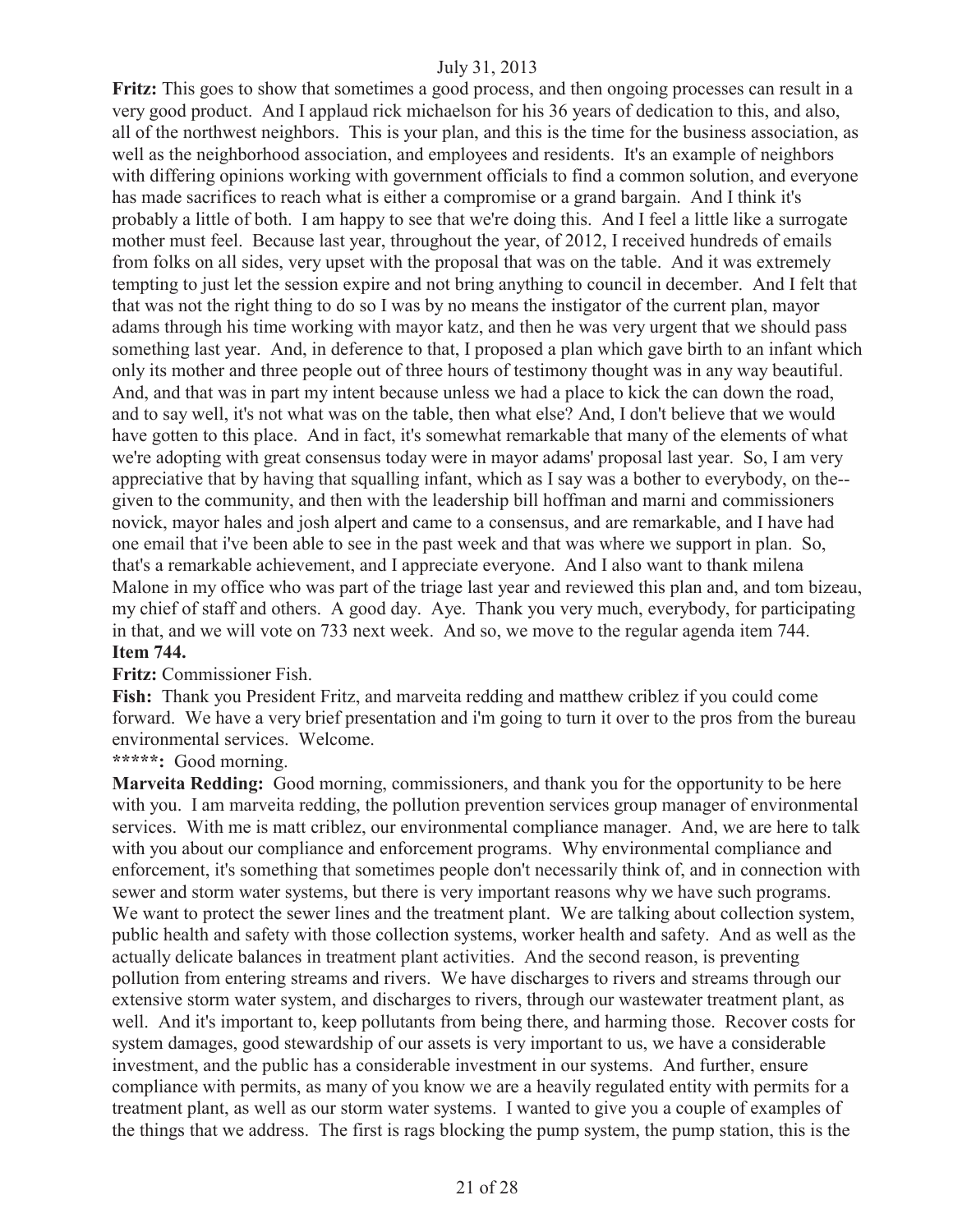**Fritz:** This goes to show that sometimes a good process, and then ongoing processes can result in a very good product. And I applaud rick michaelson for his 36 years of dedication to this, and also, all of the northwest neighbors. This is your plan, and this is the time for the business association, as well as the neighborhood association, and employees and residents. It's an example of neighbors with differing opinions working with government officials to find a common solution, and everyone has made sacrifices to reach what is either a compromise or a grand bargain. And I think it's probably a little of both. I am happy to see that we're doing this. And I feel a little like a surrogate mother must feel. Because last year, throughout the year, of 2012, I received hundreds of emails from folks on all sides, very upset with the proposal that was on the table. And it was extremely tempting to just let the session expire and not bring anything to council in december. And I felt that that was not the right thing to do so I was by no means the instigator of the current plan, mayor adams through his time working with mayor katz, and then he was very urgent that we should pass something last year. And, in deference to that, I proposed a plan which gave birth to an infant which only its mother and three people out of three hours of testimony thought was in any way beautiful. And, and that was in part my intent because unless we had a place to kick the can down the road, and to say well, it's not what was on the table, then what else? And, I don't believe that we would have gotten to this place. And in fact, it's somewhat remarkable that many of the elements of what we're adopting with great consensus today were in mayor adams' proposal last year. So, I am very appreciative that by having that squalling infant, which as I say was a bother to everybody, on the--given to the community, and then with the leadership bill hoffman and marni and commissioners novick, mayor hales and josh alpert and came to a consensus, and are remarkable, and I have had one email that i've been able to see in the past week and that was where we support in plan. So, that's a remarkable achievement, and I appreciate everyone. And I also want to thank milena Malone in my office who was part of the triage last year and reviewed this plan and, and tom bizeau, my chief of staff and others. A good day. Aye. Thank you very much, everybody, for participating in that, and we will vote on 733 next week. And so, we move to the regular agenda item 744.

**Item 744.**

**Fritz:** Commissioner Fish.

**Fish:** Thank you President Fritz, and marveita redding and matthew criblez if you could come forward. We have a very brief presentation and i'm going to turn it over to the pros from the bureau environmental services. Welcome.

*****: Good morning.

**Marveita Redding:** Good morning, commissioners, and thank you for the opportunity to be here with you. I am marveita redding, the pollution prevention services group manager of environmental services. With me is matt criblez, our environmental compliance manager. And, we are here to talk with you about our compliance and enforcement programs. Why environmental compliance and enforcement, it's something that sometimes people don't necessarily think of, and in connection with sewer and storm water systems, but there is very important reasons why we have such programs. We want to protect the sewer lines and the treatment plant. We are talking about collection system, public health and safety with those collection systems, worker health and safety. And as well as the actually delicate balances in treatment plant activities. And the second reason, is preventing pollution from entering streams and rivers. We have discharges to rivers and streams through our extensive storm water system, and discharges to rivers, through our wastewater treatment plant, as well. And it's important to, keep pollutants from being there, and harming those. Recover costs for system damages, good stewardship of our assets is very important to us, we have a considerable investment, and the public has a considerable investment in our systems. And further, ensure compliance with permits, as many of you know we are a heavily regulated entity with permits for a treatment plant, as well as our storm water systems. I wanted to give you a couple of examples of the things that we address. The first is rags blocking the pump system, the pump station, this is the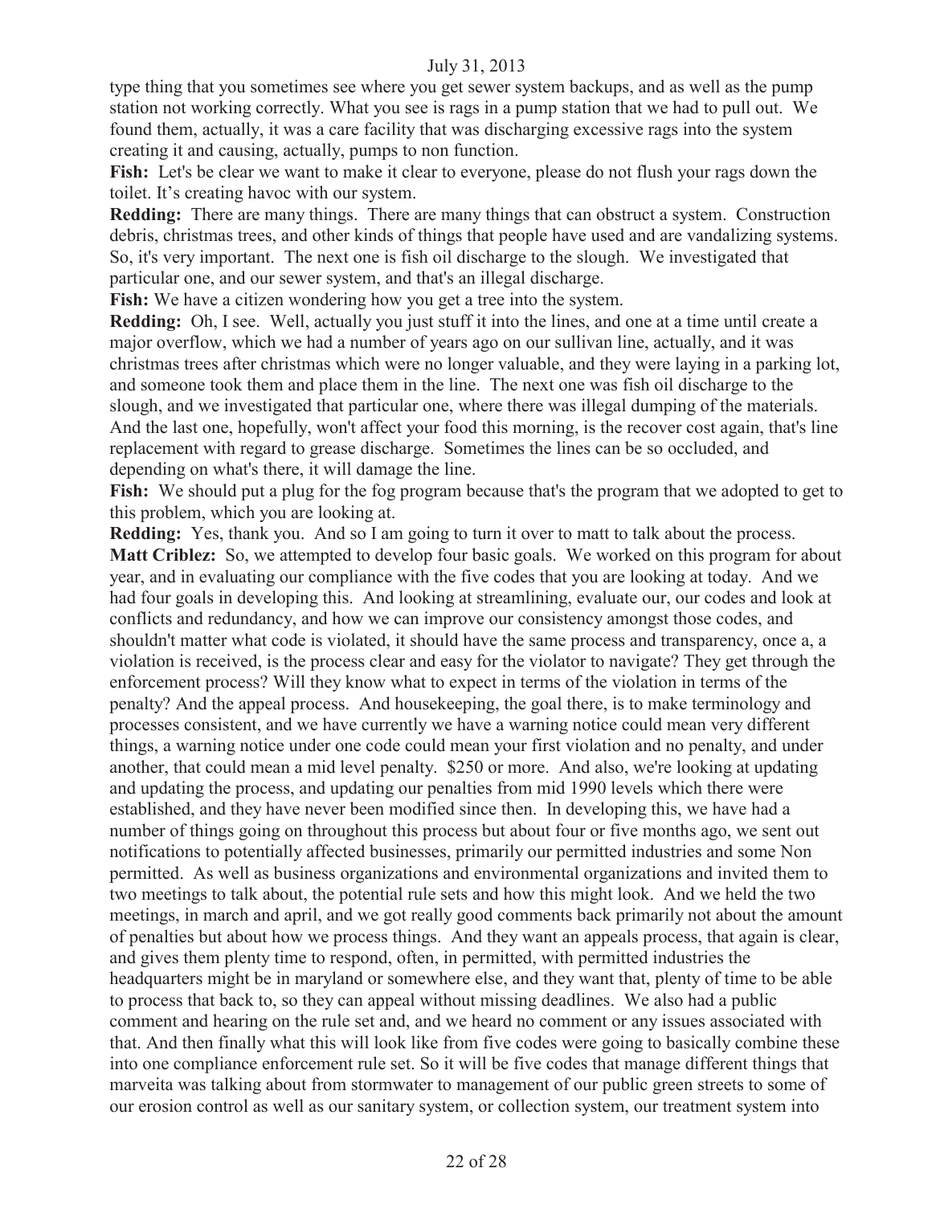type thing that you sometimes see where you get sewer system backups, and as well as the pump station not working correctly. What you see is rags in a pump station that we had to pull out. We found them, actually, it was a care facility that was discharging excessive rags into the system creating it and causing, actually, pumps to non function.

**Fish:** Let's be clear we want to make it clear to everyone, please do not flush your rags down the toilet. It's creating havoc with our system.

**Redding:** There are many things. There are many things that can obstruct a system. Construction debris, christmas trees, and other kinds of things that people have used and are vandalizing systems. So, it's very important. The next one is fish oil discharge to the slough. We investigated that particular one, and our sewer system, and that's an illegal discharge.

**Fish:** We have a citizen wondering how you get a tree into the system.

**Redding:** Oh, I see. Well, actually you just stuff it into the lines, and one at a time until create a major overflow, which we had a number of years ago on our sullivan line, actually, and it was christmas trees after christmas which were no longer valuable, and they were laying in a parking lot, and someone took them and place them in the line. The next one was fish oil discharge to the slough, and we investigated that particular one, where there was illegal dumping of the materials. And the last one, hopefully, won't affect your food this morning, is the recover cost again, that's line replacement with regard to grease discharge. Sometimes the lines can be so occluded, and depending on what's there, it will damage the line.

**Fish:** We should put a plug for the fog program because that's the program that we adopted to get to this problem, which you are looking at.

**Redding:** Yes, thank you. And so I am going to turn it over to matt to talk about the process.

**Matt Criblez:** So, we attempted to develop four basic goals. We worked on this program for about year, and in evaluating our compliance with the five codes that you are looking at today. And we had four goals in developing this. And looking at streamlining, evaluate our, our codes and look at conflicts and redundancy, and how we can improve our consistency amongst those codes, and shouldn't matter what code is violated, it should have the same process and transparency, once a, a violation is received, is the process clear and easy for the violator to navigate? They get through the enforcement process? Will they know what to expect in terms of the violation in terms of the penalty? And the appeal process. And housekeeping, the goal there, is to make terminology and processes consistent, and we have currently we have a warning notice could mean very different things, a warning notice under one code could mean your first violation and no penalty, and under another, that could mean a mid level penalty. $250 or more. And also, we're looking at updating and updating the process, and updating our penalties from mid 1990 levels which there were established, and they have never been modified since then. In developing this, we have had a number of things going on throughout this process but about four or five months ago, we sent out notifications to potentially affected businesses, primarily our permitted industries and some Non permitted. As well as business organizations and environmental organizations and invited them to two meetings to talk about, the potential rule sets and how this might look. And we held the two meetings, in march and april, and we got really good comments back primarily not about the amount of penalties but about how we process things. And they want an appeals process, that again is clear, and gives them plenty time to respond, often, in permitted, with permitted industries the headquarters might be in maryland or somewhere else, and they want that, plenty of time to be able to process that back to, so they can appeal without missing deadlines. We also had a public comment and hearing on the rule set and, and we heard no comment or any issues associated with that. And then finally what this will look like from five codes were going to basically combine these into one compliance enforcement rule set. So it will be five codes that manage different things that marveita was talking about from stormwater to management of our public green streets to some of our erosion control as well as our sanitary system, or collection system, our treatment system into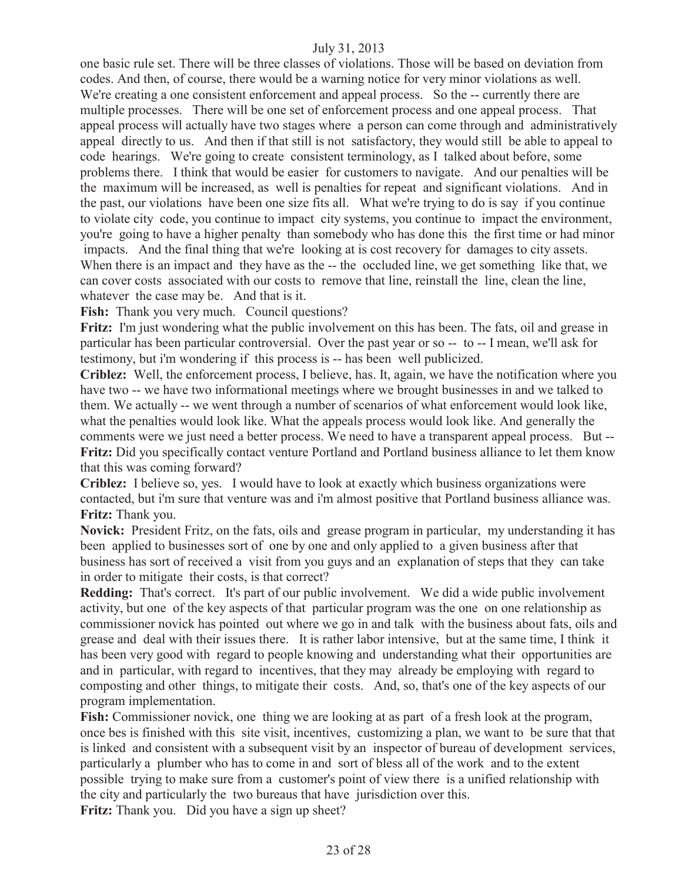one basic rule set. There will be three classes of violations. Those will be based on deviation from codes. And then, of course, there would be a warning notice for very minor violations as well. We're creating a one consistent enforcement and appeal process. So the -- currently there are multiple processes. There will be one set of enforcement process and one appeal process. That appeal process will actually have two stages where a person can come through and administratively appeal directly to us. And then if that still is not satisfactory, they would still be able to appeal to code hearings. We're going to create consistent terminology, as I talked about before, some problems there. I think that would be easier for customers to navigate. And our penalties will be the maximum will be increased, as well is penalties for repeat and significant violations. And in the past, our violations have been one size fits all. What we're trying to do is say if you continue to violate city code, you continue to impact city systems, you continue to impact the environment, you're going to have a higher penalty than somebody who has done this the first time or had minor impacts. And the final thing that we're looking at is cost recovery for damages to city assets. When there is an impact and they have as the -- the occluded line, we get something like that, we can cover costs associated with our costs to remove that line, reinstall the line, clean the line, whatever the case may be. And that is it.

**Fish:** Thank you very much. Council questions?

**Fritz:** I'm just wondering what the public involvement on this has been. The fats, oil and grease in particular has been particular controversial. Over the past year or so -- to -- I mean, we'll ask for testimony, but i'm wondering if this process is -- has been well publicized.

**Criblez:** Well, the enforcement process, I believe, has. It, again, we have the notification where you have two -- we have two informational meetings where we brought businesses in and we talked to them. We actually -- we went through a number of scenarios of what enforcement would look like, what the penalties would look like. What the appeals process would look like. And generally the comments were we just need a better process. We need to have a transparent appeal process. But --

**Fritz:** Did you specifically contact venture Portland and Portland business alliance to let them know that this was coming forward?

**Criblez:** I believe so, yes. I would have to look at exactly which business organizations were contacted, but i'm sure that venture was and i'm almost positive that Portland business alliance was.

**Fritz:** Thank you.

**Novick:** President Fritz, on the fats, oils and grease program in particular, my understanding it has been applied to businesses sort of one by one and only applied to a given business after that business has sort of received a visit from you guys and an explanation of steps that they can take in order to mitigate their costs, is that correct?

**Redding:** That's correct. It's part of our public involvement. We did a wide public involvement activity, but one of the key aspects of that particular program was the one on one relationship as commissioner novick has pointed out where we go in and talk with the business about fats, oils and grease and deal with their issues there. It is rather labor intensive, but at the same time, I think it has been very good with regard to people knowing and understanding what their opportunities are and in particular, with regard to incentives, that they may already be employing with regard to composting and other things, to mitigate their costs. And, so, that's one of the key aspects of our program implementation.

**Fish:** Commissioner novick, one thing we are looking at as part of a fresh look at the program, once bes is finished with this site visit, incentives, customizing a plan, we want to be sure that that is linked and consistent with a subsequent visit by an inspector of bureau of development services, particularly a plumber who has to come in and sort of bless all of the work and to the extent possible trying to make sure from a customer's point of view there is a unified relationship with the city and particularly the two bureaus that have jurisdiction over this.

**Fritz:** Thank you. Did you have a sign up sheet?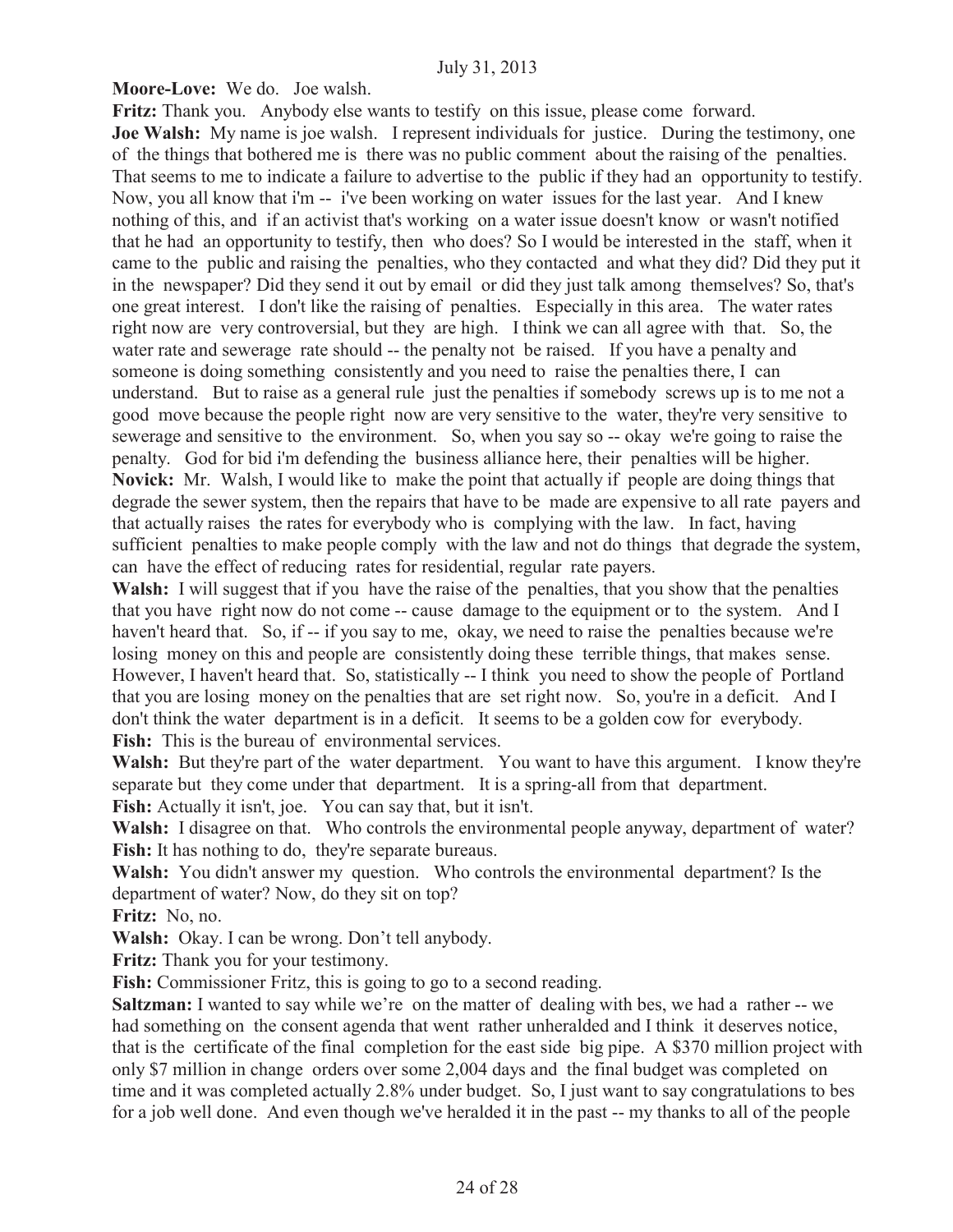**Moore-Love:** We do. Joe walsh.

**Fritz:** Thank you. Anybody else wants to testify on this issue, please come forward.

**Joe Walsh:** My name is joe walsh. I represent individuals for justice. During the testimony, one of the things that bothered me is there was no public comment about the raising of the penalties. That seems to me to indicate a failure to advertise to the public if they had an opportunity to testify. Now, you all know that i'm -- i've been working on water issues for the last year. And I knew nothing of this, and if an activist that's working on a water issue doesn't know or wasn't notified that he had an opportunity to testify, then who does? So I would be interested in the staff, when it came to the public and raising the penalties, who they contacted and what they did? Did they put it in the newspaper? Did they send it out by email or did they just talk among themselves? So, that's one great interest. I don't like the raising of penalties. Especially in this area. The water rates right now are very controversial, but they are high. I think we can all agree with that. So, the water rate and sewerage rate should -- the penalty not be raised. If you have a penalty and someone is doing something consistently and you need to raise the penalties there, I can understand. But to raise as a general rule just the penalties if somebody screws up is to me not a good move because the people right now are very sensitive to the water, they're very sensitive to sewerage and sensitive to the environment. So, when you say so -- okay we're going to raise the penalty. God for bid i'm defending the business alliance here, their penalties will be higher.

**Novick:** Mr. Walsh, I would like to make the point that actually if people are doing things that degrade the sewer system, then the repairs that have to be made are expensive to all rate payers and that actually raises the rates for everybody who is complying with the law. In fact, having sufficient penalties to make people comply with the law and not do things that degrade the system, can have the effect of reducing rates for residential, regular rate payers.

**Walsh:** I will suggest that if you have the raise of the penalties, that you show that the penalties that you have right now do not come -- cause damage to the equipment or to the system. And I haven't heard that. So, if -- if you say to me, okay, we need to raise the penalties because we're losing money on this and people are consistently doing these terrible things, that makes sense. However, I haven't heard that. So, statistically -- I think you need to show the people of Portland that you are losing money on the penalties that are set right now. So, you're in a deficit. And I don't think the water department is in a deficit. It seems to be a golden cow for everybody.

**Fish:** This is the bureau of environmental services.

**Walsh:** But they're part of the water department. You want to have this argument. I know they're separate but they come under that department. It is a spring-all from that department.

**Fish:** Actually it isn't, joe. You can say that, but it isn't.

**Walsh:** I disagree on that. Who controls the environmental people anyway, department of water?

**Fish:** It has nothing to do, they're separate bureaus.

**Walsh:** You didn't answer my question. Who controls the environmental department? Is the department of water? Now, do they sit on top?

**Fritz:** No, no.

**Walsh:** Okay. I can be wrong. Don't tell anybody.

**Fritz:** Thank you for your testimony.

**Fish:** Commissioner Fritz, this is going to go to a second reading.

**Saltzman:** I wanted to say while we're on the matter of dealing with bes, we had a rather -- we had something on the consent agenda that went rather unheralded and I think it deserves notice, that is the certificate of the final completion for the east side big pipe. A $370 million project with only $7 million in change orders over some 2,004 days and the final budget was completed on time and it was completed actually 2.8% under budget. So, I just want to say congratulations to bes for a job well done. And even though we've heralded it in the past -- my thanks to all of the people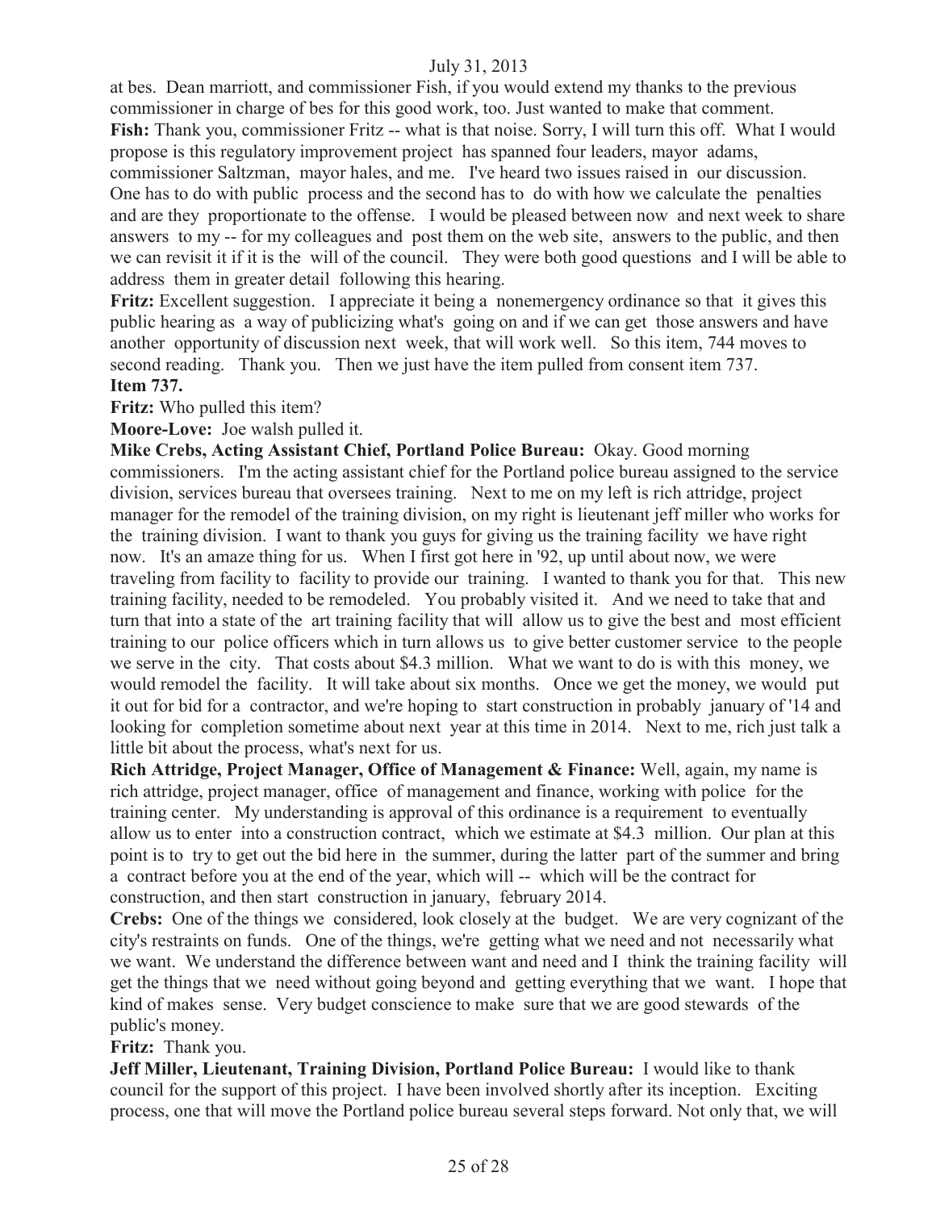at bes. Dean marriott, and commissioner Fish, if you would extend my thanks to the previous commissioner in charge of bes for this good work, too. Just wanted to make that comment.

**Fish:** Thank you, commissioner Fritz -- what is that noise. Sorry, I will turn this off. What I would propose is this regulatory improvement project has spanned four leaders, mayor adams, commissioner Saltzman, mayor hales, and me. I've heard two issues raised in our discussion. One has to do with public process and the second has to do with how we calculate the penalties and are they proportionate to the offense. I would be pleased between now and next week to share answers to my -- for my colleagues and post them on the web site, answers to the public, and then we can revisit it if it is the will of the council. They were both good questions and I will be able to address them in greater detail following this hearing.

**Fritz:** Excellent suggestion. I appreciate it being a nonemergency ordinance so that it gives this public hearing as a way of publicizing what's going on and if we can get those answers and have another opportunity of discussion next week, that will work well. So this item, 744 moves to second reading. Thank you. Then we just have the item pulled from consent item 737.

**Item 737.**

**Fritz:** Who pulled this item?

**Moore-Love:** Joe walsh pulled it.

**Mike Crebs, Acting Assistant Chief, Portland Police Bureau:** Okay. Good morning commissioners. I'm the acting assistant chief for the Portland police bureau assigned to the service division, services bureau that oversees training. Next to me on my left is rich attridge, project manager for the remodel of the training division, on my right is lieutenant jeff miller who works for the training division. I want to thank you guys for giving us the training facility we have right now. It's an amaze thing for us. When I first got here in '92, up until about now, we were traveling from facility to facility to provide our training. I wanted to thank you for that. This new training facility, needed to be remodeled. You probably visited it. And we need to take that and turn that into a state of the art training facility that will allow us to give the best and most efficient training to our police officers which in turn allows us to give better customer service to the people we serve in the city. That costs about $4.3 million. What we want to do is with this money, we would remodel the facility. It will take about six months. Once we get the money, we would put it out for bid for a contractor, and we're hoping to start construction in probably january of '14 and looking for completion sometime about next year at this time in 2014. Next to me, rich just talk a little bit about the process, what's next for us.

**Rich Attridge, Project Manager, Office of Management & Finance:** Well, again, my name is rich attridge, project manager, office of management and finance, working with police for the training center. My understanding is approval of this ordinance is a requirement to eventually allow us to enter into a construction contract, which we estimate at $4.3 million. Our plan at this point is to try to get out the bid here in the summer, during the latter part of the summer and bring a contract before you at the end of the year, which will -- which will be the contract for construction, and then start construction in january, february 2014.

**Crebs:** One of the things we considered, look closely at the budget. We are very cognizant of the city's restraints on funds. One of the things, we're getting what we need and not necessarily what we want. We understand the difference between want and need and I think the training facility will get the things that we need without going beyond and getting everything that we want. I hope that kind of makes sense. Very budget conscience to make sure that we are good stewards of the public's money.

**Fritz:** Thank you.

**Jeff Miller, Lieutenant, Training Division, Portland Police Bureau:** I would like to thank council for the support of this project. I have been involved shortly after its inception. Exciting process, one that will move the Portland police bureau several steps forward. Not only that, we will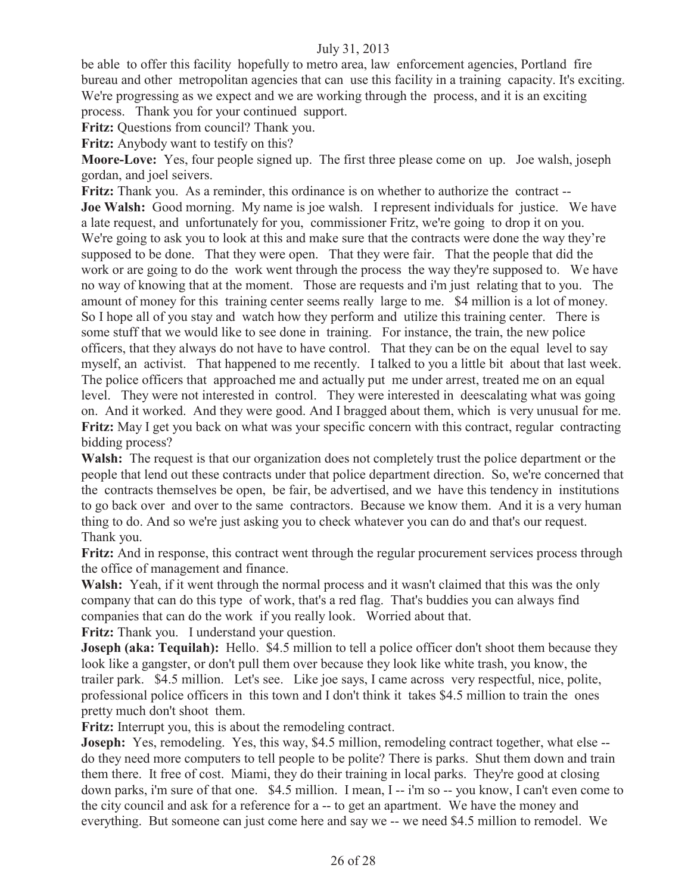be able to offer this facility hopefully to metro area, law enforcement agencies, Portland fire bureau and other metropolitan agencies that can use this facility in a training capacity. It's exciting. We're progressing as we expect and we are working through the process, and it is an exciting process. Thank you for your continued support.

**Fritz:** Questions from council? Thank you.

**Fritz:** Anybody want to testify on this?

**Moore-Love:** Yes, four people signed up. The first three please come on up. Joe walsh, joseph gordan, and joel seivers.

**Fritz:** Thank you. As a reminder, this ordinance is on whether to authorize the contract --

**Joe Walsh:** Good morning. My name is joe walsh. I represent individuals for justice. We have a late request, and unfortunately for you, commissioner Fritz, we're going to drop it on you. We're going to ask you to look at this and make sure that the contracts were done the way they're supposed to be done. That they were open. That they were fair. That the people that did the work or are going to do the work went through the process the way they're supposed to. We have no way of knowing that at the moment. Those are requests and i'm just relating that to you. The amount of money for this training center seems really large to me. $4 million is a lot of money. So I hope all of you stay and watch how they perform and utilize this training center. There is some stuff that we would like to see done in training. For instance, the train, the new police officers, that they always do not have to have control. That they can be on the equal level to say myself, an activist. That happened to me recently. I talked to you a little bit about that last week. The police officers that approached me and actually put me under arrest, treated me on an equal level. They were not interested in control. They were interested in deescalating what was going on. And it worked. And they were good. And I bragged about them, which is very unusual for me.

**Fritz:** May I get you back on what was your specific concern with this contract, regular contracting bidding process?

**Walsh:** The request is that our organization does not completely trust the police department or the people that lend out these contracts under that police department direction. So, we're concerned that the contracts themselves be open, be fair, be advertised, and we have this tendency in institutions to go back over and over to the same contractors. Because we know them. And it is a very human thing to do. And so we're just asking you to check whatever you can do and that's our request. Thank you.

**Fritz:** And in response, this contract went through the regular procurement services process through the office of management and finance.

**Walsh:** Yeah, if it went through the normal process and it wasn't claimed that this was the only company that can do this type of work, that's a red flag. That's buddies you can always find companies that can do the work if you really look. Worried about that.

**Fritz:** Thank you. I understand your question.

**Joseph (aka: Tequilah):** Hello. $4.5 million to tell a police officer don't shoot them because they look like a gangster, or don't pull them over because they look like white trash, you know, the trailer park. $4.5 million. Let's see. Like joe says, I came across very respectful, nice, polite, professional police officers in this town and I don't think it takes $4.5 million to train the ones pretty much don't shoot them.

**Fritz:** Interrupt you, this is about the remodeling contract.

**Joseph:** Yes, remodeling. Yes, this way, $4.5 million, remodeling contract together, what else -- do they need more computers to tell people to be polite? There is parks. Shut them down and train them there. It free of cost. Miami, they do their training in local parks. They're good at closing down parks, i'm sure of that one. $4.5 million. I mean, I -- i'm so -- you know, I can't even come to the city council and ask for a reference for a -- to get an apartment. We have the money and everything. But someone can just come here and say we -- we need $4.5 million to remodel. We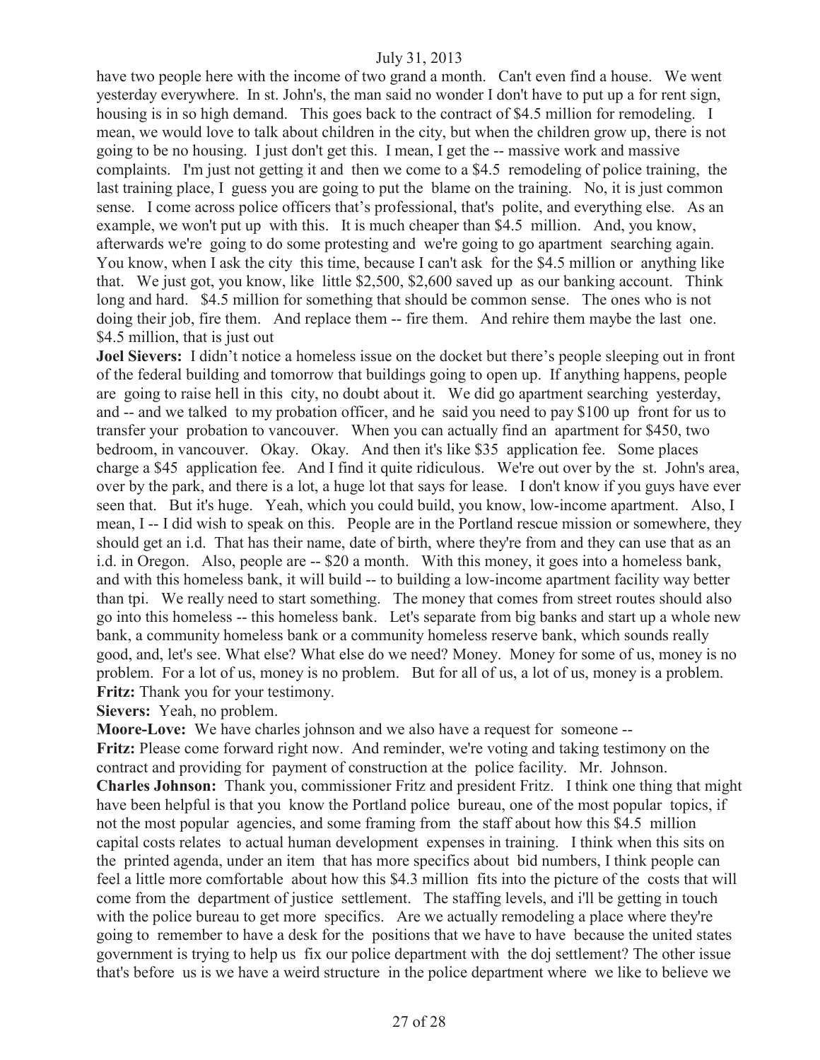have two people here with the income of two grand a month. Can't even find a house. We went yesterday everywhere. In st. John's, the man said no wonder I don't have to put up a for rent sign, housing is in so high demand. This goes back to the contract of $4.5 million for remodeling. I mean, we would love to talk about children in the city, but when the children grow up, there is not going to be no housing. I just don't get this. I mean, I get the -- massive work and massive complaints. I'm just not getting it and then we come to a $4.5 remodeling of police training, the last training place, I guess you are going to put the blame on the training. No, it is just common sense. I come across police officers that's professional, that's polite, and everything else. As an example, we won't put up with this. It is much cheaper than $4.5 million. And, you know, afterwards we're going to do some protesting and we're going to go apartment searching again. You know, when I ask the city this time, because I can't ask for the $4.5 million or anything like that. We just got, you know, like little $2,500, $2,600 saved up as our banking account. Think long and hard. $4.5 million for something that should be common sense. The ones who is not doing their job, fire them. And replace them -- fire them. And rehire them maybe the last one. $4.5 million, that is just out

**Joel Sievers:** I didn't notice a homeless issue on the docket but there's people sleeping out in front of the federal building and tomorrow that buildings going to open up. If anything happens, people are going to raise hell in this city, no doubt about it. We did go apartment searching yesterday, and -- and we talked to my probation officer, and he said you need to pay $100 up front for us to transfer your probation to vancouver. When you can actually find an apartment for $450, two bedroom, in vancouver. Okay. Okay. And then it's like $35 application fee. Some places charge a $45 application fee. And I find it quite ridiculous. We're out over by the st. John's area, over by the park, and there is a lot, a huge lot that says for lease. I don't know if you guys have ever seen that. But it's huge. Yeah, which you could build, you know, low-income apartment. Also, I mean, I -- I did wish to speak on this. People are in the Portland rescue mission or somewhere, they should get an i.d. That has their name, date of birth, where they're from and they can use that as an i.d. in Oregon. Also, people are -- $20 a month. With this money, it goes into a homeless bank, and with this homeless bank, it will build -- to building a low-income apartment facility way better than tpi. We really need to start something. The money that comes from street routes should also go into this homeless -- this homeless bank. Let's separate from big banks and start up a whole new bank, a community homeless bank or a community homeless reserve bank, which sounds really good, and, let's see. What else? What else do we need? Money. Money for some of us, money is no problem. For a lot of us, money is no problem. But for all of us, a lot of us, money is a problem.

**Fritz:** Thank you for your testimony.

**Sievers:** Yeah, no problem.

**Moore-Love:** We have charles johnson and we also have a request for someone --

**Fritz:** Please come forward right now. And reminder, we're voting and taking testimony on the contract and providing for payment of construction at the police facility. Mr. Johnson.

**Charles Johnson:** Thank you, commissioner Fritz and president Fritz. I think one thing that might have been helpful is that you know the Portland police bureau, one of the most popular topics, if not the most popular agencies, and some framing from the staff about how this $4.5 million capital costs relates to actual human development expenses in training. I think when this sits on the printed agenda, under an item that has more specifics about bid numbers, I think people can feel a little more comfortable about how this $4.3 million fits into the picture of the costs that will come from the department of justice settlement. The staffing levels, and i'll be getting in touch with the police bureau to get more specifics. Are we actually remodeling a place where they're going to remember to have a desk for the positions that we have to have because the united states government is trying to help us fix our police department with the doj settlement? The other issue that's before us is we have a weird structure in the police department where we like to believe we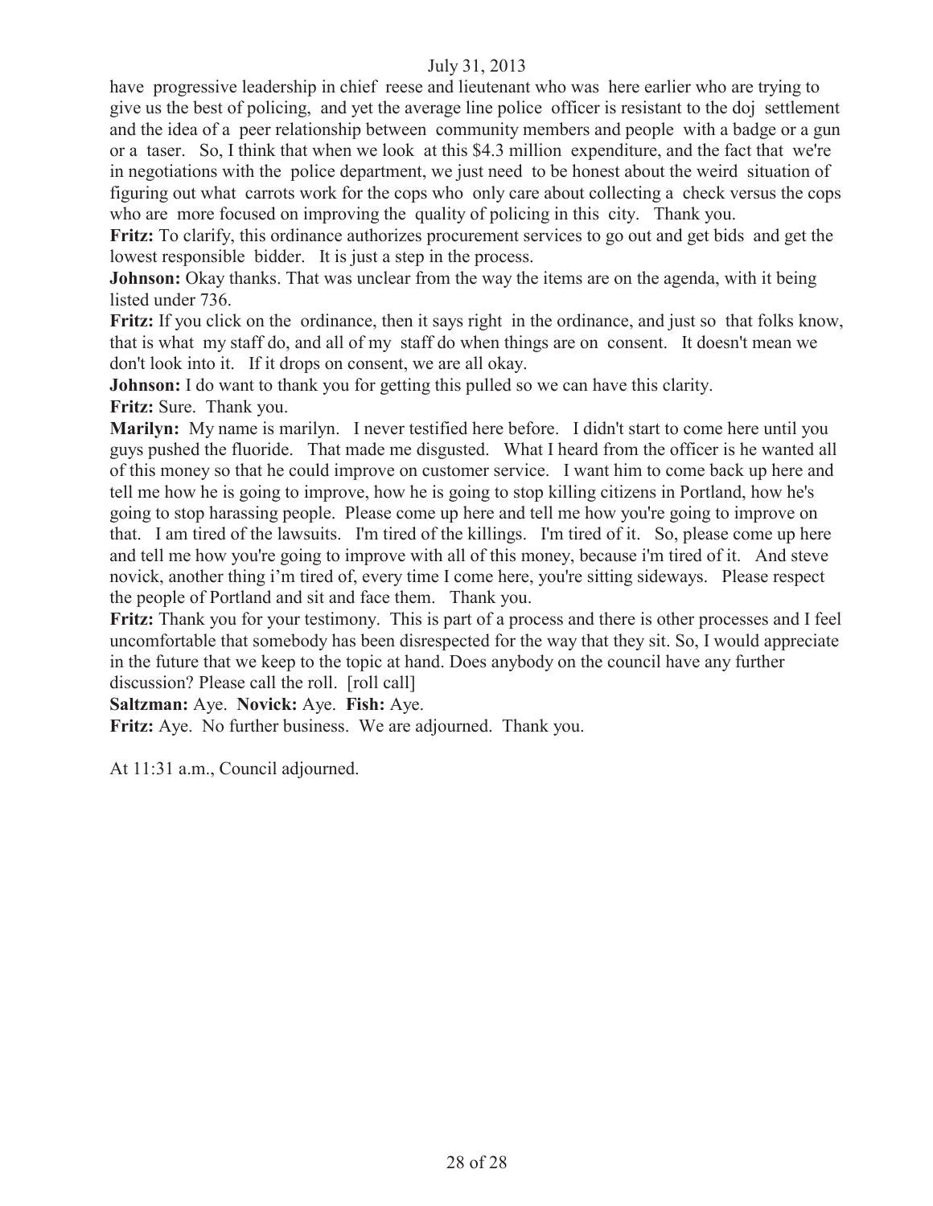have progressive leadership in chief reese and lieutenant who was here earlier who are trying to give us the best of policing, and yet the average line police officer is resistant to the doj settlement and the idea of a peer relationship between community members and people with a badge or a gun or a taser. So, I think that when we look at this $4.3 million expenditure, and the fact that we're in negotiations with the police department, we just need to be honest about the weird situation of figuring out what carrots work for the cops who only care about collecting a check versus the cops who are more focused on improving the quality of policing in this city. Thank you.

**Fritz:** To clarify, this ordinance authorizes procurement services to go out and get bids and get the lowest responsible bidder. It is just a step in the process.

**Johnson:** Okay thanks. That was unclear from the way the items are on the agenda, with it being listed under 736.

**Fritz:** If you click on the ordinance, then it says right in the ordinance, and just so that folks know, that is what my staff do, and all of my staff do when things are on consent. It doesn't mean we don't look into it. If it drops on consent, we are all okay.

**Johnson:** I do want to thank you for getting this pulled so we can have this clarity.

**Fritz:** Sure. Thank you.

**Marilyn:** My name is marilyn. I never testified here before. I didn't start to come here until you guys pushed the fluoride. That made me disgusted. What I heard from the officer is he wanted all of this money so that he could improve on customer service. I want him to come back up here and tell me how he is going to improve, how he is going to stop killing citizens in Portland, how he's going to stop harassing people. Please come up here and tell me how you're going to improve on that. I am tired of the lawsuits. I'm tired of the killings. I'm tired of it. So, please come up here and tell me how you're going to improve with all of this money, because i'm tired of it. And steve novick, another thing i'm tired of, every time I come here, you're sitting sideways. Please respect the people of Portland and sit and face them. Thank you.

**Fritz:** Thank you for your testimony. This is part of a process and there is other processes and I feel uncomfortable that somebody has been disrespected for the way that they sit. So, I would appreciate in the future that we keep to the topic at hand. Does anybody on the council have any further discussion? Please call the roll. [roll call]

**Saltzman:** Aye. **Novick:** Aye. **Fish:** Aye.

**Fritz:** Aye. No further business. We are adjourned. Thank you.

At 11:31 a.m., Council adjourned.